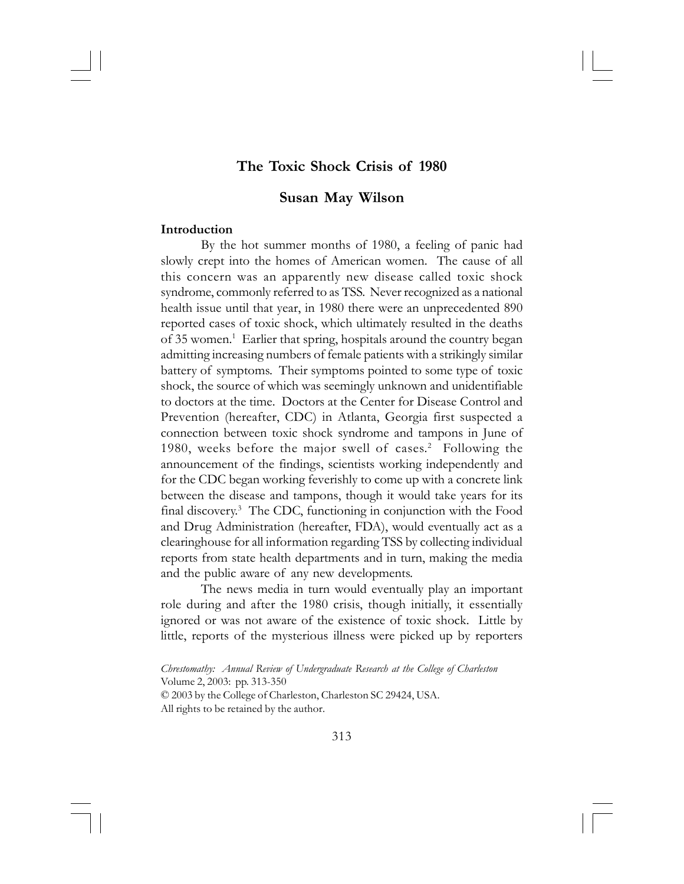# The Toxic Shock Crisis of 1980

## Susan May Wilson

### Introduction

By the hot summer months of 1980, a feeling of panic had slowly crept into the homes of American women. The cause of all this concern was an apparently new disease called toxic shock syndrome, commonly referred to as TSS. Never recognized as a national health issue until that year, in 1980 there were an unprecedented 890 reported cases of toxic shock, which ultimately resulted in the deaths of 35 women.[1] Earlier that spring, hospitals around the country began admitting increasing numbers of female patients with a strikingly similar battery of symptoms. Their symptoms pointed to some type of toxic shock, the source of which was seemingly unknown and unidentifiable to doctors at the time. Doctors at the Center for Disease Control and Prevention (hereafter, CDC) in Atlanta, Georgia first suspected a connection between toxic shock syndrome and tampons in June of 1980, weeks before the major swell of cases.[2] Following the announcement of the findings, scientists working independently and for the CDC began working feverishly to come up with a concrete link between the disease and tampons, though it would take years for its final discovery.[3] The CDC, functioning in conjunction with the Food and Drug Administration (hereafter, FDA), would eventually act as a clearinghouse for all information regarding TSS by collecting individual reports from state health departments and in turn, making the media and the public aware of any new developments.

The news media in turn would eventually play an important role during and after the 1980 crisis, though initially, it essentially ignored or was not aware of the existence of toxic shock. Little by little, reports of the mysterious illness were picked up by reporters

*Chrestomathy: Annual Review of Undergraduate Research at the College of Charleston*
Volume 2, 2003: pp. 313-350
© 2003 by the College of Charleston, Charleston SC 29424, USA.
All rights to be retained by the author.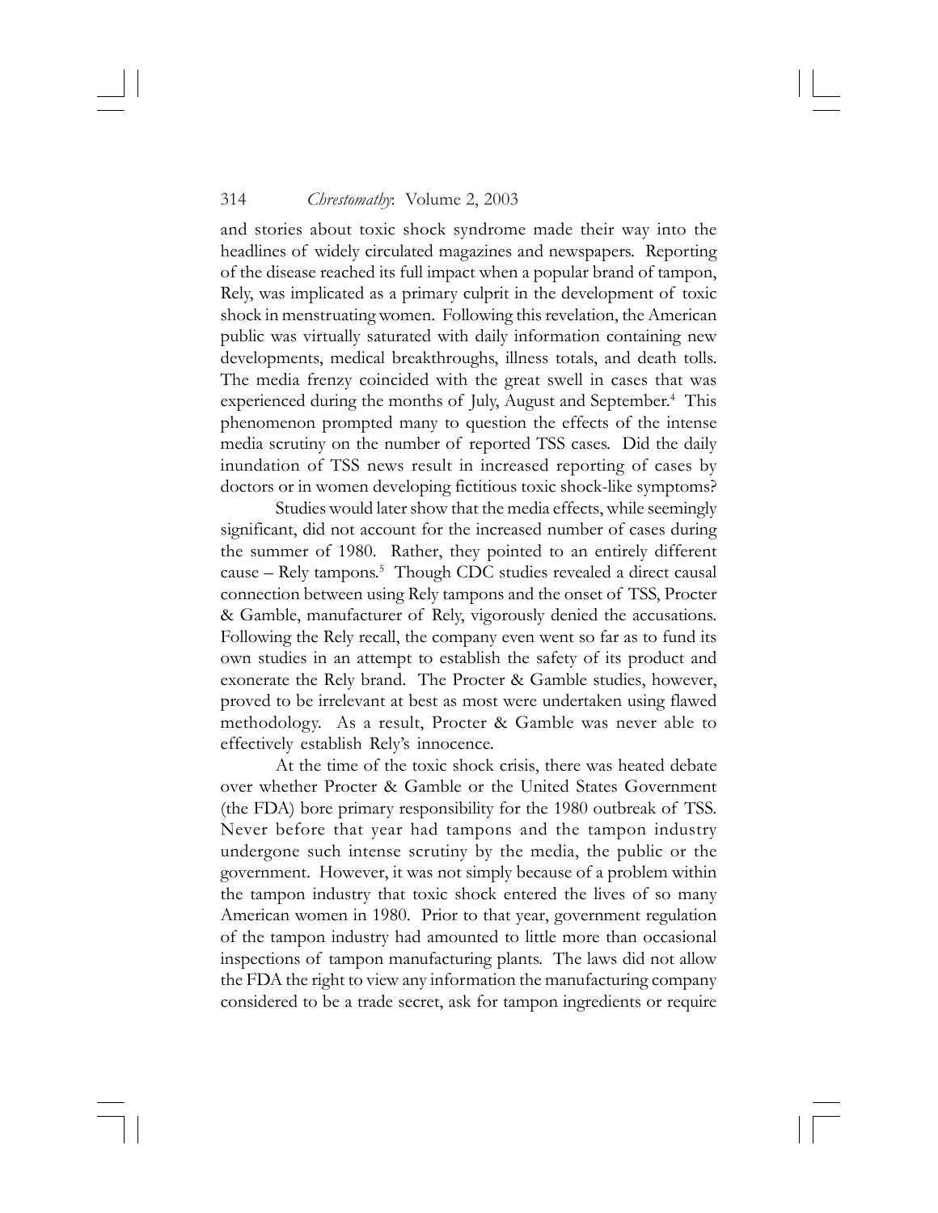and stories about toxic shock syndrome made their way into the headlines of widely circulated magazines and newspapers. Reporting of the disease reached its full impact when a popular brand of tampon, Rely, was implicated as a primary culprit in the development of toxic shock in menstruating women. Following this revelation, the American public was virtually saturated with daily information containing new developments, medical breakthroughs, illness totals, and death tolls. The media frenzy coincided with the great swell in cases that was experienced during the months of July, August and September.[4] This phenomenon prompted many to question the effects of the intense media scrutiny on the number of reported TSS cases. Did the daily inundation of TSS news result in increased reporting of cases by doctors or in women developing fictitious toxic shock-like symptoms?

Studies would later show that the media effects, while seemingly significant, did not account for the increased number of cases during the summer of 1980. Rather, they pointed to an entirely different cause – Rely tampons.[5] Though CDC studies revealed a direct causal connection between using Rely tampons and the onset of TSS, Procter & Gamble, manufacturer of Rely, vigorously denied the accusations. Following the Rely recall, the company even went so far as to fund its own studies in an attempt to establish the safety of its product and exonerate the Rely brand. The Procter & Gamble studies, however, proved to be irrelevant at best as most were undertaken using flawed methodology. As a result, Procter & Gamble was never able to effectively establish Rely's innocence.

At the time of the toxic shock crisis, there was heated debate over whether Procter & Gamble or the United States Government (the FDA) bore primary responsibility for the 1980 outbreak of TSS. Never before that year had tampons and the tampon industry undergone such intense scrutiny by the media, the public or the government. However, it was not simply because of a problem within the tampon industry that toxic shock entered the lives of so many American women in 1980. Prior to that year, government regulation of the tampon industry had amounted to little more than occasional inspections of tampon manufacturing plants. The laws did not allow the FDA the right to view any information the manufacturing company considered to be a trade secret, ask for tampon ingredients or require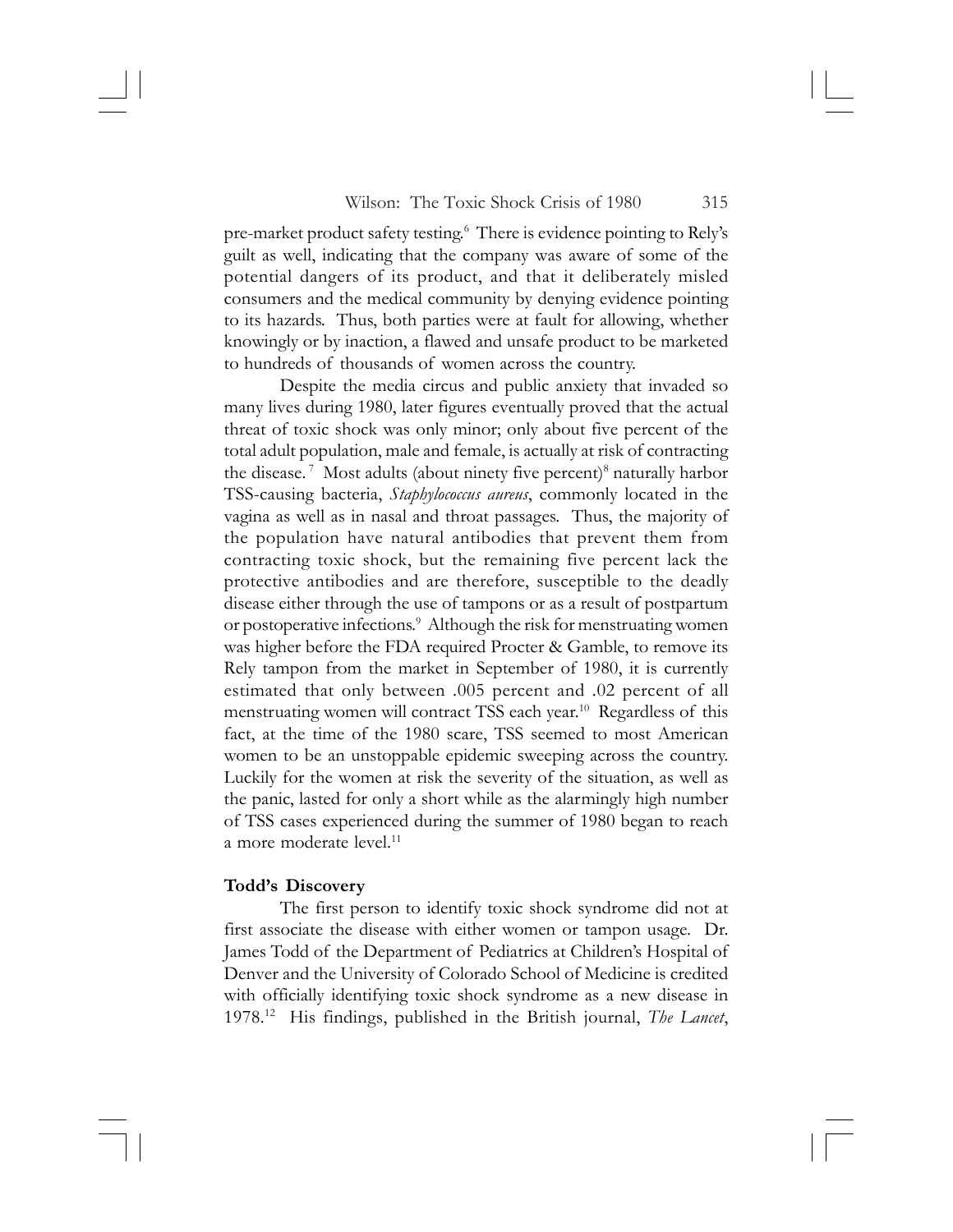pre-market product safety testing.[6] There is evidence pointing to Rely's guilt as well, indicating that the company was aware of some of the potential dangers of its product, and that it deliberately misled consumers and the medical community by denying evidence pointing to its hazards. Thus, both parties were at fault for allowing, whether knowingly or by inaction, a flawed and unsafe product to be marketed to hundreds of thousands of women across the country.

Despite the media circus and public anxiety that invaded so many lives during 1980, later figures eventually proved that the actual threat of toxic shock was only minor; only about five percent of the total adult population, male and female, is actually at risk of contracting the disease.[7] Most adults (about ninety five percent)[8] naturally harbor TSS-causing bacteria, *Staphylococcus aureus*, commonly located in the vagina as well as in nasal and throat passages. Thus, the majority of the population have natural antibodies that prevent them from contracting toxic shock, but the remaining five percent lack the protective antibodies and are therefore, susceptible to the deadly disease either through the use of tampons or as a result of postpartum or postoperative infections.[9] Although the risk for menstruating women was higher before the FDA required Procter & Gamble, to remove its Rely tampon from the market in September of 1980, it is currently estimated that only between .005 percent and .02 percent of all menstruating women will contract TSS each year.[10] Regardless of this fact, at the time of the 1980 scare, TSS seemed to most American women to be an unstoppable epidemic sweeping across the country. Luckily for the women at risk the severity of the situation, as well as the panic, lasted for only a short while as the alarmingly high number of TSS cases experienced during the summer of 1980 began to reach a more moderate level.[11]

**Todd's Discovery**

The first person to identify toxic shock syndrome did not at first associate the disease with either women or tampon usage. Dr. James Todd of the Department of Pediatrics at Children's Hospital of Denver and the University of Colorado School of Medicine is credited with officially identifying toxic shock syndrome as a new disease in 1978.[12] His findings, published in the British journal, *The Lancet*,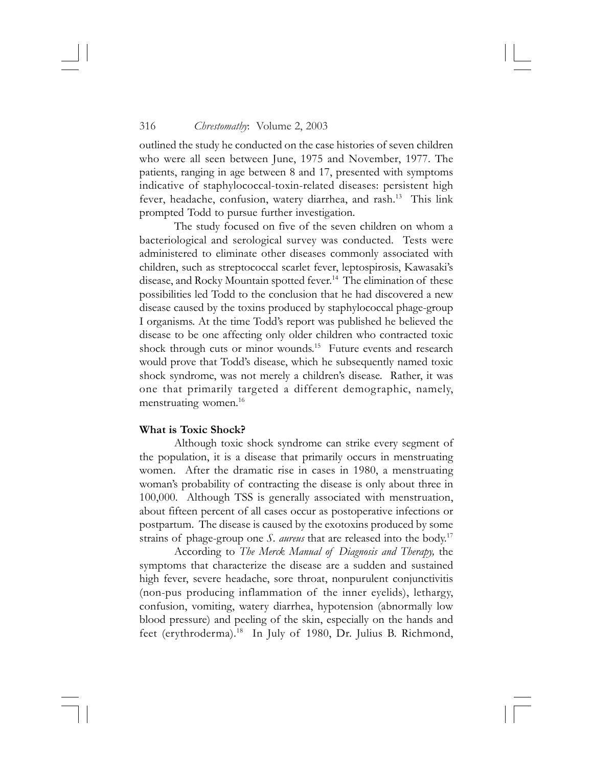outlined the study he conducted on the case histories of seven children who were all seen between June, 1975 and November, 1977. The patients, ranging in age between 8 and 17, presented with symptoms indicative of staphylococcal-toxin-related diseases: persistent high fever, headache, confusion, watery diarrhea, and rash.[13] This link prompted Todd to pursue further investigation.

The study focused on five of the seven children on whom a bacteriological and serological survey was conducted. Tests were administered to eliminate other diseases commonly associated with children, such as streptococcal scarlet fever, leptospirosis, Kawasaki's disease, and Rocky Mountain spotted fever.[14] The elimination of these possibilities led Todd to the conclusion that he had discovered a new disease caused by the toxins produced by staphylococcal phage-group I organisms. At the time Todd's report was published he believed the disease to be one affecting only older children who contracted toxic shock through cuts or minor wounds.[15] Future events and research would prove that Todd's disease, which he subsequently named toxic shock syndrome, was not merely a children's disease. Rather, it was one that primarily targeted a different demographic, namely, menstruating women.[16]

**What is Toxic Shock?**

Although toxic shock syndrome can strike every segment of the population, it is a disease that primarily occurs in menstruating women. After the dramatic rise in cases in 1980, a menstruating woman's probability of contracting the disease is only about three in 100,000. Although TSS is generally associated with menstruation, about fifteen percent of all cases occur as postoperative infections or postpartum. The disease is caused by the exotoxins produced by some strains of phage-group one *S. aureus* that are released into the body.[17]

According to *The Merck Manual of Diagnosis and Therapy,* the symptoms that characterize the disease are a sudden and sustained high fever, severe headache, sore throat, nonpurulent conjunctivitis (non-pus producing inflammation of the inner eyelids), lethargy, confusion, vomiting, watery diarrhea, hypotension (abnormally low blood pressure) and peeling of the skin, especially on the hands and feet (erythroderma).[18] In July of 1980, Dr. Julius B. Richmond,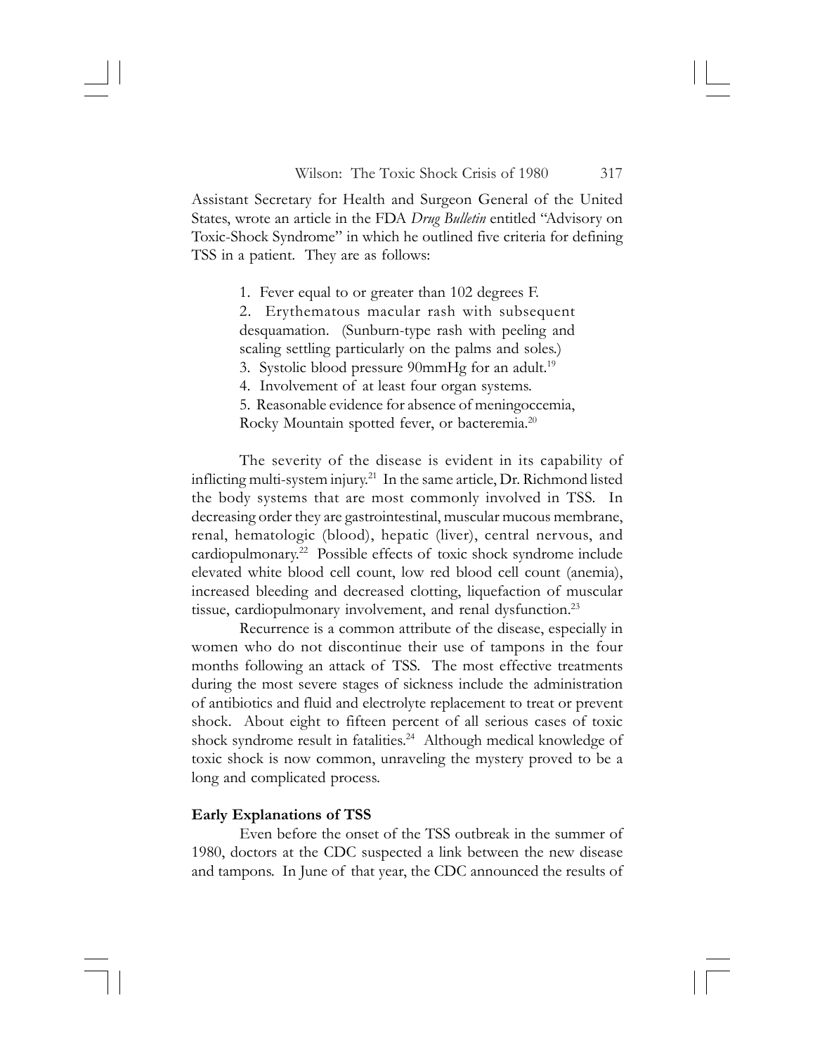Assistant Secretary for Health and Surgeon General of the United States, wrote an article in the FDA *Drug Bulletin* entitled "Advisory on Toxic-Shock Syndrome" in which he outlined five criteria for defining TSS in a patient. They are as follows:

> 1. Fever equal to or greater than 102 degrees F.
> 2. Erythematous macular rash with subsequent desquamation. (Sunburn-type rash with peeling and scaling settling particularly on the palms and soles.)
> 3. Systolic blood pressure 90mmHg for an adult.[19]
> 4. Involvement of at least four organ systems.
> 5. Reasonable evidence for absence of meningoccemia, Rocky Mountain spotted fever, or bacteremia.[20]

The severity of the disease is evident in its capability of inflicting multi-system injury.[21] In the same article, Dr. Richmond listed the body systems that are most commonly involved in TSS. In decreasing order they are gastrointestinal, muscular mucous membrane, renal, hematologic (blood), hepatic (liver), central nervous, and cardiopulmonary.[22] Possible effects of toxic shock syndrome include elevated white blood cell count, low red blood cell count (anemia), increased bleeding and decreased clotting, liquefaction of muscular tissue, cardiopulmonary involvement, and renal dysfunction.[23]

Recurrence is a common attribute of the disease, especially in women who do not discontinue their use of tampons in the four months following an attack of TSS. The most effective treatments during the most severe stages of sickness include the administration of antibiotics and fluid and electrolyte replacement to treat or prevent shock. About eight to fifteen percent of all serious cases of toxic shock syndrome result in fatalities.[24] Although medical knowledge of toxic shock is now common, unraveling the mystery proved to be a long and complicated process.

**Early Explanations of TSS**

Even before the onset of the TSS outbreak in the summer of 1980, doctors at the CDC suspected a link between the new disease and tampons. In June of that year, the CDC announced the results of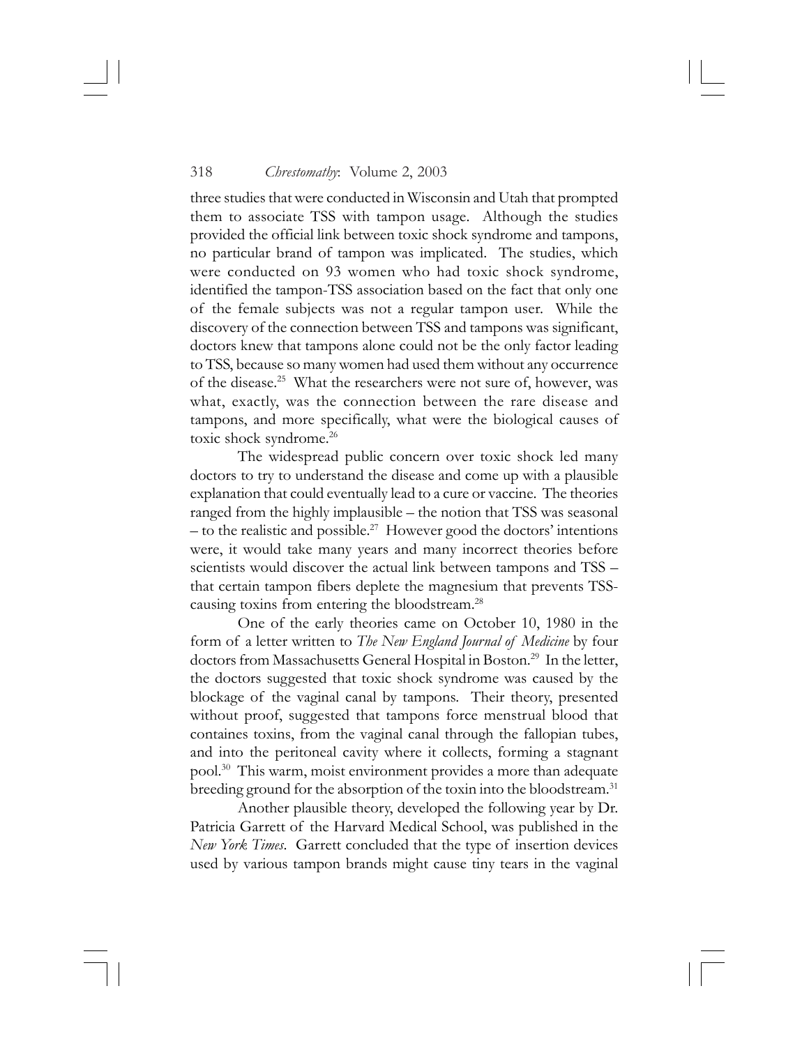three studies that were conducted in Wisconsin and Utah that prompted them to associate TSS with tampon usage. Although the studies provided the official link between toxic shock syndrome and tampons, no particular brand of tampon was implicated. The studies, which were conducted on 93 women who had toxic shock syndrome, identified the tampon-TSS association based on the fact that only one of the female subjects was not a regular tampon user. While the discovery of the connection between TSS and tampons was significant, doctors knew that tampons alone could not be the only factor leading to TSS, because so many women had used them without any occurrence of the disease.[25] What the researchers were not sure of, however, was what, exactly, was the connection between the rare disease and tampons, and more specifically, what were the biological causes of toxic shock syndrome.[26]

The widespread public concern over toxic shock led many doctors to try to understand the disease and come up with a plausible explanation that could eventually lead to a cure or vaccine. The theories ranged from the highly implausible – the notion that TSS was seasonal – to the realistic and possible.[27] However good the doctors' intentions were, it would take many years and many incorrect theories before scientists would discover the actual link between tampons and TSS – that certain tampon fibers deplete the magnesium that prevents TSS-causing toxins from entering the bloodstream.[28]

One of the early theories came on October 10, 1980 in the form of a letter written to *The New England Journal of Medicine* by four doctors from Massachusetts General Hospital in Boston.[29] In the letter, the doctors suggested that toxic shock syndrome was caused by the blockage of the vaginal canal by tampons. Their theory, presented without proof, suggested that tampons force menstrual blood that containes toxins, from the vaginal canal through the fallopian tubes, and into the peritoneal cavity where it collects, forming a stagnant pool.[30] This warm, moist environment provides a more than adequate breeding ground for the absorption of the toxin into the bloodstream.[31]

Another plausible theory, developed the following year by Dr. Patricia Garrett of the Harvard Medical School, was published in the *New York Times*. Garrett concluded that the type of insertion devices used by various tampon brands might cause tiny tears in the vaginal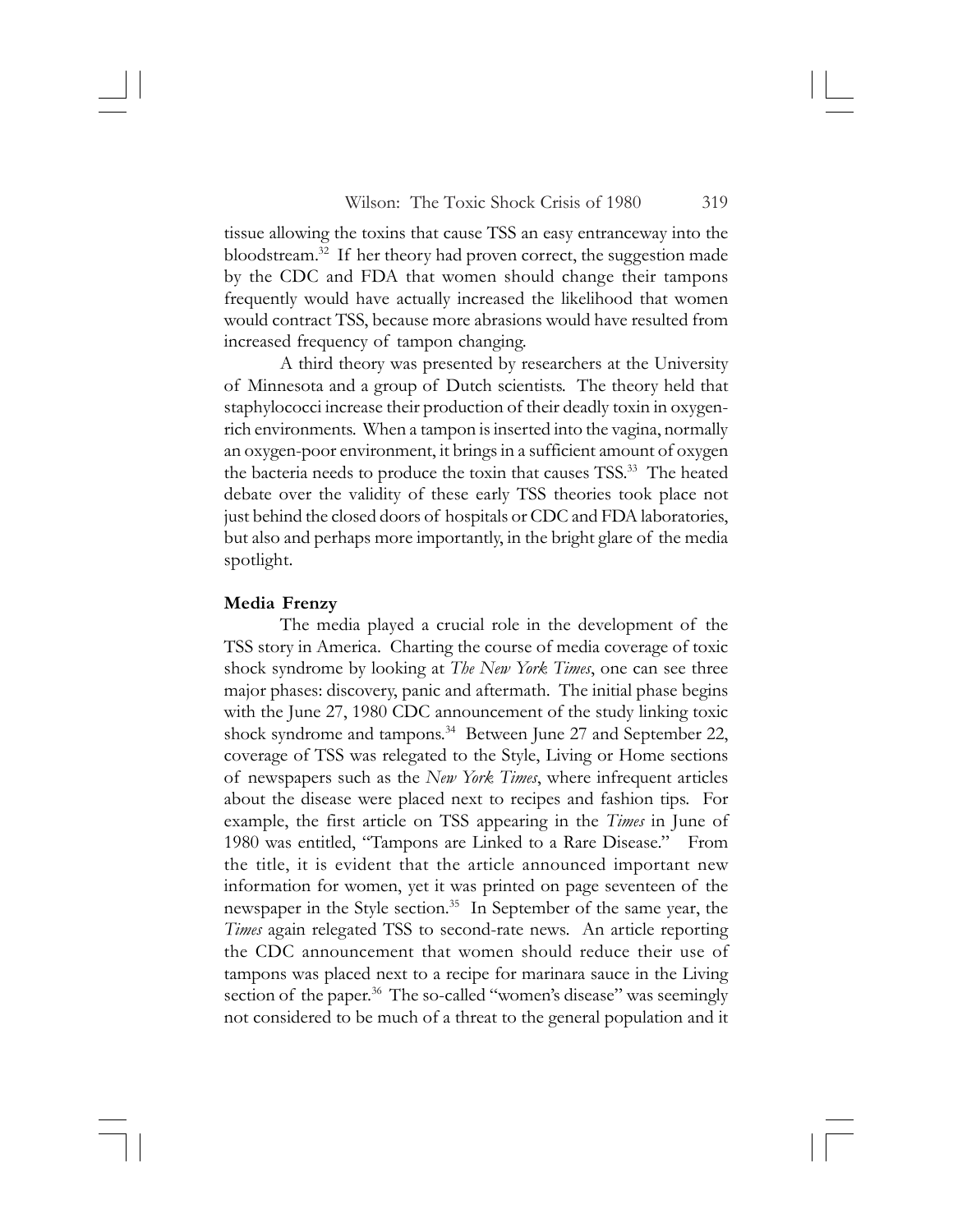tissue allowing the toxins that cause TSS an easy entranceway into the bloodstream.[32] If her theory had proven correct, the suggestion made by the CDC and FDA that women should change their tampons frequently would have actually increased the likelihood that women would contract TSS, because more abrasions would have resulted from increased frequency of tampon changing.

A third theory was presented by researchers at the University of Minnesota and a group of Dutch scientists. The theory held that staphylococci increase their production of their deadly toxin in oxygen-rich environments. When a tampon is inserted into the vagina, normally an oxygen-poor environment, it brings in a sufficient amount of oxygen the bacteria needs to produce the toxin that causes TSS.[33] The heated debate over the validity of these early TSS theories took place not just behind the closed doors of hospitals or CDC and FDA laboratories, but also and perhaps more importantly, in the bright glare of the media spotlight.

**Media Frenzy**

The media played a crucial role in the development of the TSS story in America. Charting the course of media coverage of toxic shock syndrome by looking at *The New York Times*, one can see three major phases: discovery, panic and aftermath. The initial phase begins with the June 27, 1980 CDC announcement of the study linking toxic shock syndrome and tampons.[34] Between June 27 and September 22, coverage of TSS was relegated to the Style, Living or Home sections of newspapers such as the *New York Times*, where infrequent articles about the disease were placed next to recipes and fashion tips. For example, the first article on TSS appearing in the *Times* in June of 1980 was entitled, "Tampons are Linked to a Rare Disease." From the title, it is evident that the article announced important new information for women, yet it was printed on page seventeen of the newspaper in the Style section.[35] In September of the same year, the *Times* again relegated TSS to second-rate news. An article reporting the CDC announcement that women should reduce their use of tampons was placed next to a recipe for marinara sauce in the Living section of the paper.[36] The so-called "women's disease" was seemingly not considered to be much of a threat to the general population and it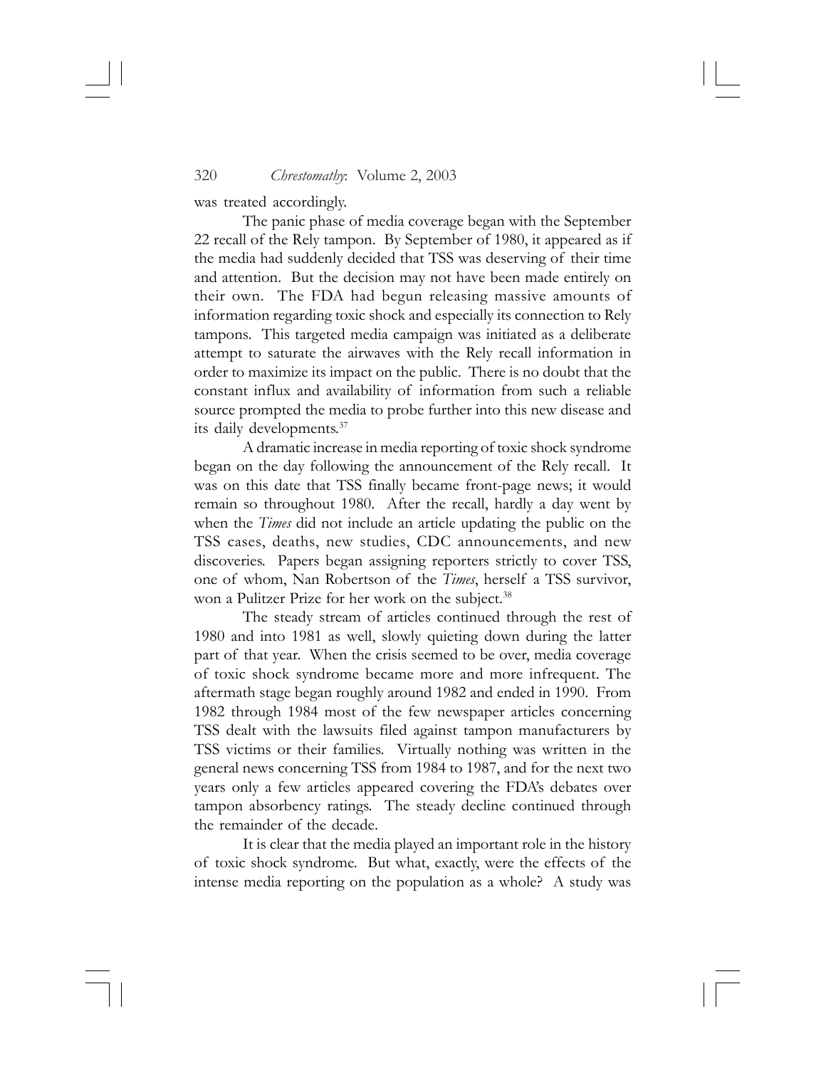was treated accordingly.

The panic phase of media coverage began with the September 22 recall of the Rely tampon. By September of 1980, it appeared as if the media had suddenly decided that TSS was deserving of their time and attention. But the decision may not have been made entirely on their own. The FDA had begun releasing massive amounts of information regarding toxic shock and especially its connection to Rely tampons. This targeted media campaign was initiated as a deliberate attempt to saturate the airwaves with the Rely recall information in order to maximize its impact on the public. There is no doubt that the constant influx and availability of information from such a reliable source prompted the media to probe further into this new disease and its daily developments.[37]

A dramatic increase in media reporting of toxic shock syndrome began on the day following the announcement of the Rely recall. It was on this date that TSS finally became front-page news; it would remain so throughout 1980. After the recall, hardly a day went by when the *Times* did not include an article updating the public on the TSS cases, deaths, new studies, CDC announcements, and new discoveries. Papers began assigning reporters strictly to cover TSS, one of whom, Nan Robertson of the *Times*, herself a TSS survivor, won a Pulitzer Prize for her work on the subject.[38]

The steady stream of articles continued through the rest of 1980 and into 1981 as well, slowly quieting down during the latter part of that year. When the crisis seemed to be over, media coverage of toxic shock syndrome became more and more infrequent. The aftermath stage began roughly around 1982 and ended in 1990. From 1982 through 1984 most of the few newspaper articles concerning TSS dealt with the lawsuits filed against tampon manufacturers by TSS victims or their families. Virtually nothing was written in the general news concerning TSS from 1984 to 1987, and for the next two years only a few articles appeared covering the FDA's debates over tampon absorbency ratings. The steady decline continued through the remainder of the decade.

It is clear that the media played an important role in the history of toxic shock syndrome. But what, exactly, were the effects of the intense media reporting on the population as a whole? A study was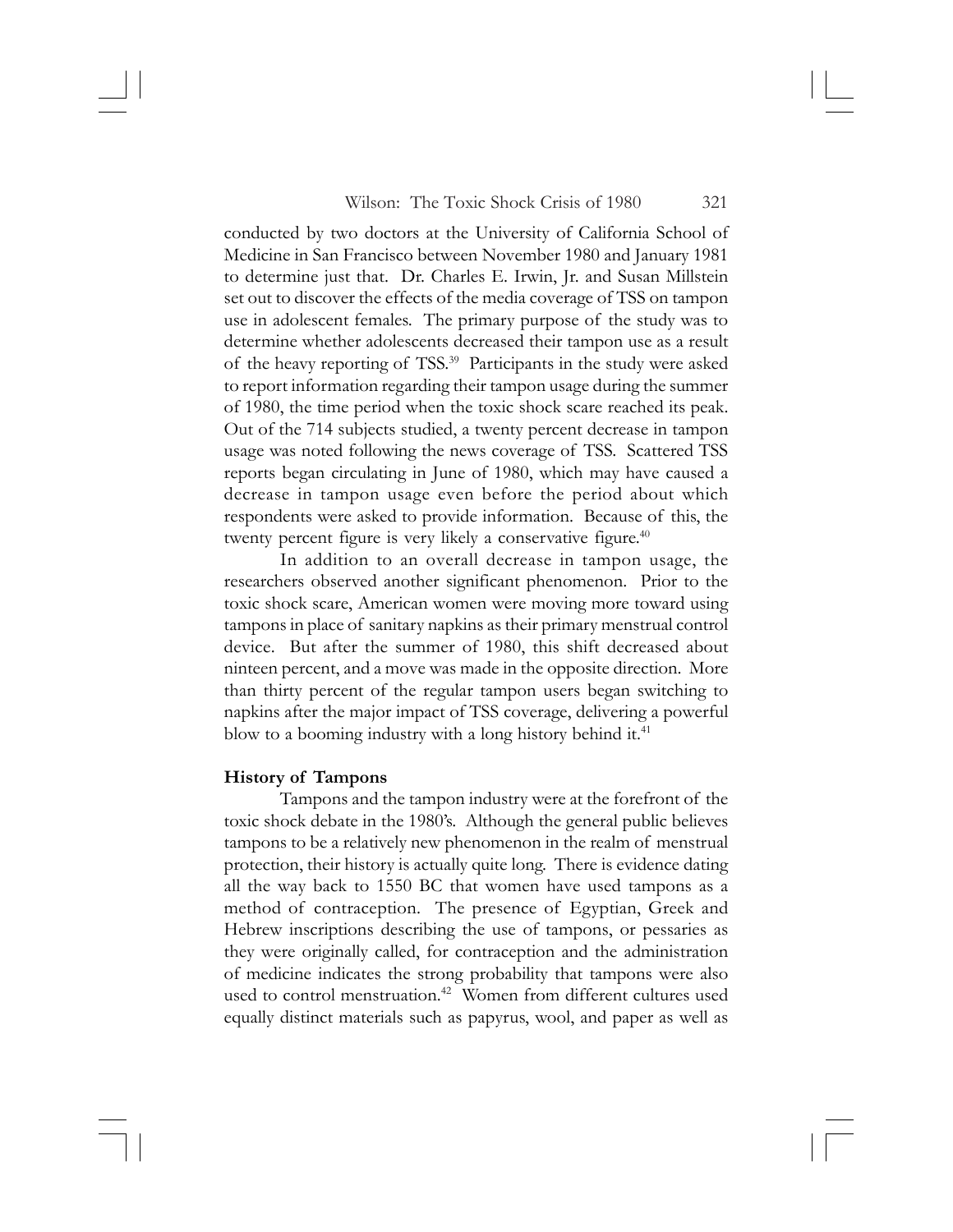conducted by two doctors at the University of California School of Medicine in San Francisco between November 1980 and January 1981 to determine just that. Dr. Charles E. Irwin, Jr. and Susan Millstein set out to discover the effects of the media coverage of TSS on tampon use in adolescent females. The primary purpose of the study was to determine whether adolescents decreased their tampon use as a result of the heavy reporting of TSS.[39] Participants in the study were asked to report information regarding their tampon usage during the summer of 1980, the time period when the toxic shock scare reached its peak. Out of the 714 subjects studied, a twenty percent decrease in tampon usage was noted following the news coverage of TSS. Scattered TSS reports began circulating in June of 1980, which may have caused a decrease in tampon usage even before the period about which respondents were asked to provide information. Because of this, the twenty percent figure is very likely a conservative figure.[40]

In addition to an overall decrease in tampon usage, the researchers observed another significant phenomenon. Prior to the toxic shock scare, American women were moving more toward using tampons in place of sanitary napkins as their primary menstrual control device. But after the summer of 1980, this shift decreased about ninteen percent, and a move was made in the opposite direction. More than thirty percent of the regular tampon users began switching to napkins after the major impact of TSS coverage, delivering a powerful blow to a booming industry with a long history behind it.[41]

**History of Tampons**

Tampons and the tampon industry were at the forefront of the toxic shock debate in the 1980's. Although the general public believes tampons to be a relatively new phenomenon in the realm of menstrual protection, their history is actually quite long. There is evidence dating all the way back to 1550 BC that women have used tampons as a method of contraception. The presence of Egyptian, Greek and Hebrew inscriptions describing the use of tampons, or pessaries as they were originally called, for contraception and the administration of medicine indicates the strong probability that tampons were also used to control menstruation.[42] Women from different cultures used equally distinct materials such as papyrus, wool, and paper as well as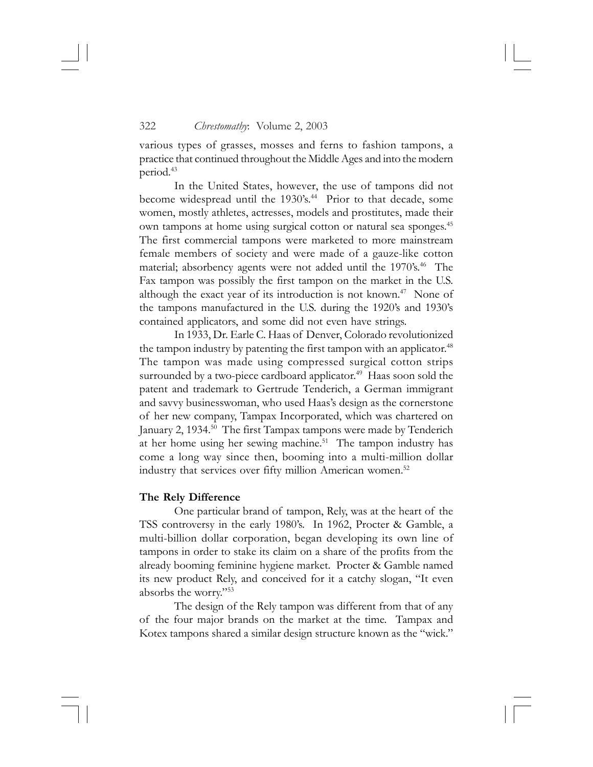various types of grasses, mosses and ferns to fashion tampons, a practice that continued throughout the Middle Ages and into the modern period.[43]

In the United States, however, the use of tampons did not become widespread until the 1930's.[44] Prior to that decade, some women, mostly athletes, actresses, models and prostitutes, made their own tampons at home using surgical cotton or natural sea sponges.[45] The first commercial tampons were marketed to more mainstream female members of society and were made of a gauze-like cotton material; absorbency agents were not added until the 1970's.[46] The Fax tampon was possibly the first tampon on the market in the U.S. although the exact year of its introduction is not known.[47] None of the tampons manufactured in the U.S. during the 1920's and 1930's contained applicators, and some did not even have strings.

In 1933, Dr. Earle C. Haas of Denver, Colorado revolutionized the tampon industry by patenting the first tampon with an applicator.[48] The tampon was made using compressed surgical cotton strips surrounded by a two-piece cardboard applicator.[49] Haas soon sold the patent and trademark to Gertrude Tenderich, a German immigrant and savvy businesswoman, who used Haas's design as the cornerstone of her new company, Tampax Incorporated, which was chartered on January 2, 1934.[50] The first Tampax tampons were made by Tenderich at her home using her sewing machine.[51] The tampon industry has come a long way since then, booming into a multi-million dollar industry that services over fifty million American women.[52]

**The Rely Difference**

One particular brand of tampon, Rely, was at the heart of the TSS controversy in the early 1980's. In 1962, Procter & Gamble, a multi-billion dollar corporation, began developing its own line of tampons in order to stake its claim on a share of the profits from the already booming feminine hygiene market. Procter & Gamble named its new product Rely, and conceived for it a catchy slogan, "It even absorbs the worry."[53]

The design of the Rely tampon was different from that of any of the four major brands on the market at the time. Tampax and Kotex tampons shared a similar design structure known as the "wick."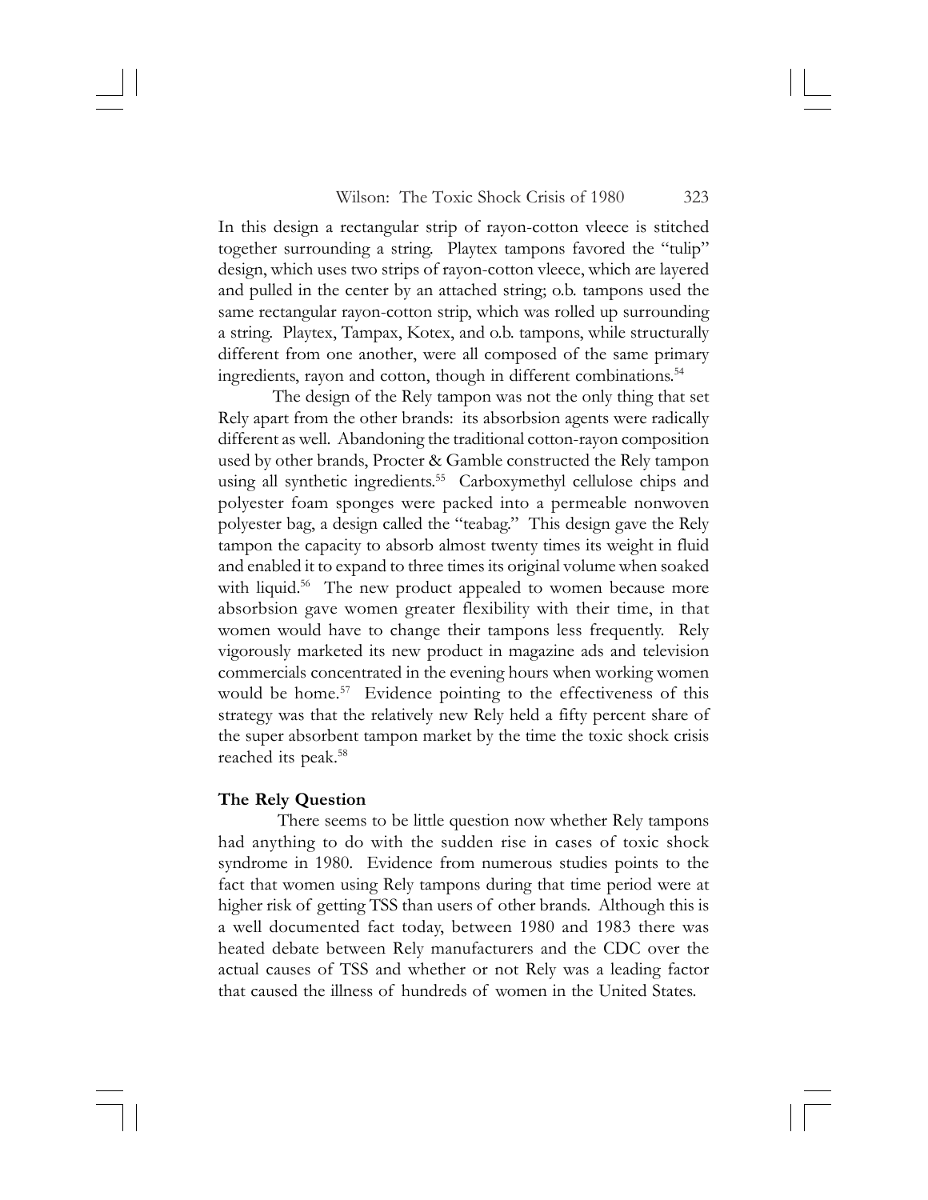In this design a rectangular strip of rayon-cotton vleece is stitched together surrounding a string. Playtex tampons favored the "tulip" design, which uses two strips of rayon-cotton vleece, which are layered and pulled in the center by an attached string; o.b. tampons used the same rectangular rayon-cotton strip, which was rolled up surrounding a string. Playtex, Tampax, Kotex, and o.b. tampons, while structurally different from one another, were all composed of the same primary ingredients, rayon and cotton, though in different combinations.[54]

The design of the Rely tampon was not the only thing that set Rely apart from the other brands: its absorbsion agents were radically different as well. Abandoning the traditional cotton-rayon composition used by other brands, Procter & Gamble constructed the Rely tampon using all synthetic ingredients.[55] Carboxymethyl cellulose chips and polyester foam sponges were packed into a permeable nonwoven polyester bag, a design called the "teabag." This design gave the Rely tampon the capacity to absorb almost twenty times its weight in fluid and enabled it to expand to three times its original volume when soaked with liquid.[56] The new product appealed to women because more absorbsion gave women greater flexibility with their time, in that women would have to change their tampons less frequently. Rely vigorously marketed its new product in magazine ads and television commercials concentrated in the evening hours when working women would be home.[57] Evidence pointing to the effectiveness of this strategy was that the relatively new Rely held a fifty percent share of the super absorbent tampon market by the time the toxic shock crisis reached its peak.[58]

**The Rely Question**

There seems to be little question now whether Rely tampons had anything to do with the sudden rise in cases of toxic shock syndrome in 1980. Evidence from numerous studies points to the fact that women using Rely tampons during that time period were at higher risk of getting TSS than users of other brands. Although this is a well documented fact today, between 1980 and 1983 there was heated debate between Rely manufacturers and the CDC over the actual causes of TSS and whether or not Rely was a leading factor that caused the illness of hundreds of women in the United States.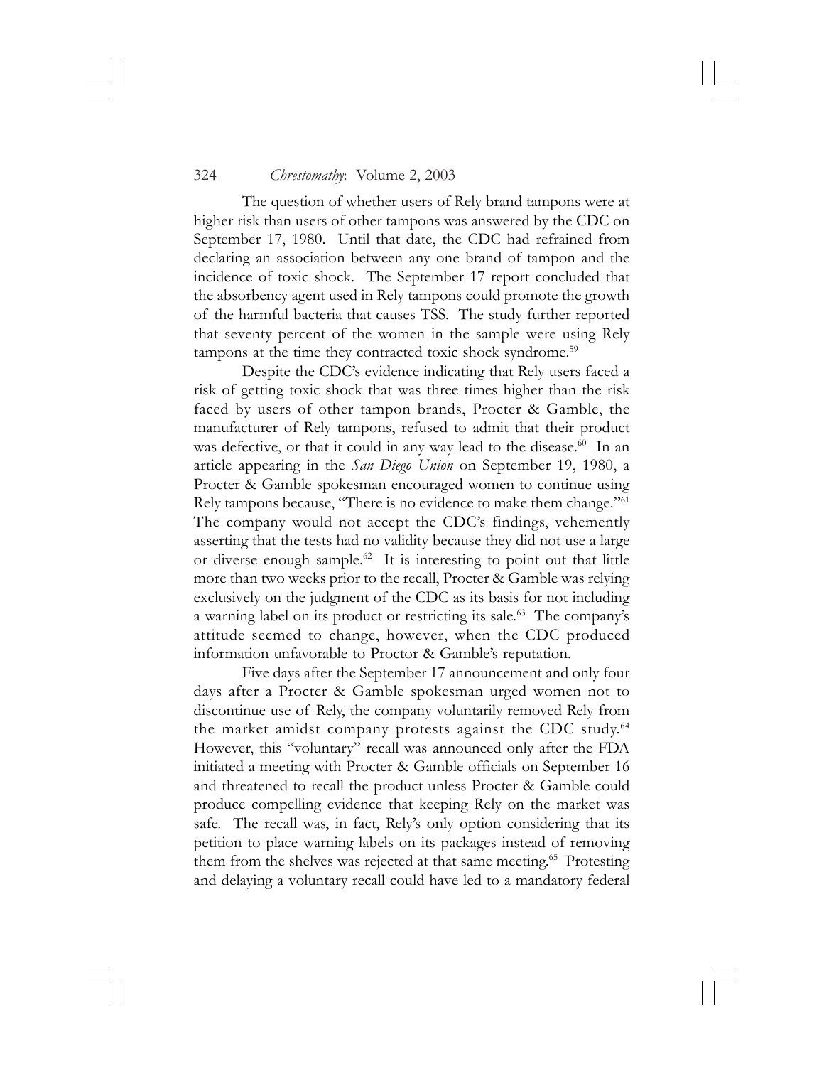The question of whether users of Rely brand tampons were at higher risk than users of other tampons was answered by the CDC on September 17, 1980. Until that date, the CDC had refrained from declaring an association between any one brand of tampon and the incidence of toxic shock. The September 17 report concluded that the absorbency agent used in Rely tampons could promote the growth of the harmful bacteria that causes TSS. The study further reported that seventy percent of the women in the sample were using Rely tampons at the time they contracted toxic shock syndrome.[59]

Despite the CDC's evidence indicating that Rely users faced a risk of getting toxic shock that was three times higher than the risk faced by users of other tampon brands, Procter & Gamble, the manufacturer of Rely tampons, refused to admit that their product was defective, or that it could in any way lead to the disease.[60] In an article appearing in the *San Diego Union* on September 19, 1980, a Procter & Gamble spokesman encouraged women to continue using Rely tampons because, "There is no evidence to make them change."[61] The company would not accept the CDC's findings, vehemently asserting that the tests had no validity because they did not use a large or diverse enough sample.[62] It is interesting to point out that little more than two weeks prior to the recall, Procter & Gamble was relying exclusively on the judgment of the CDC as its basis for not including a warning label on its product or restricting its sale.[63] The company's attitude seemed to change, however, when the CDC produced information unfavorable to Proctor & Gamble's reputation.

Five days after the September 17 announcement and only four days after a Procter & Gamble spokesman urged women not to discontinue use of Rely, the company voluntarily removed Rely from the market amidst company protests against the CDC study.[64] However, this "voluntary" recall was announced only after the FDA initiated a meeting with Procter & Gamble officials on September 16 and threatened to recall the product unless Procter & Gamble could produce compelling evidence that keeping Rely on the market was safe. The recall was, in fact, Rely's only option considering that its petition to place warning labels on its packages instead of removing them from the shelves was rejected at that same meeting.[65] Protesting and delaying a voluntary recall could have led to a mandatory federal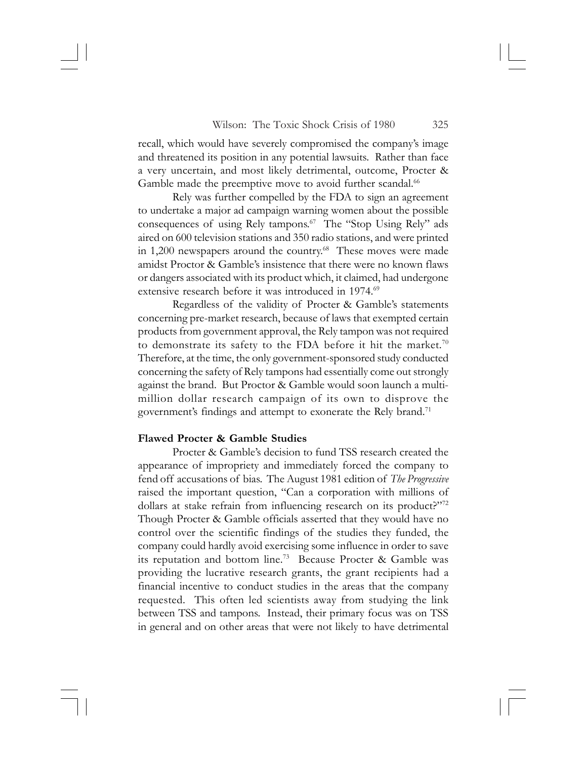recall, which would have severely compromised the company's image and threatened its position in any potential lawsuits. Rather than face a very uncertain, and most likely detrimental, outcome, Procter & Gamble made the preemptive move to avoid further scandal.[66]

Rely was further compelled by the FDA to sign an agreement to undertake a major ad campaign warning women about the possible consequences of using Rely tampons.[67] The "Stop Using Rely" ads aired on 600 television stations and 350 radio stations, and were printed in 1,200 newspapers around the country.[68] These moves were made amidst Proctor & Gamble's insistence that there were no known flaws or dangers associated with its product which, it claimed, had undergone extensive research before it was introduced in 1974.[69]

Regardless of the validity of Procter & Gamble's statements concerning pre-market research, because of laws that exempted certain products from government approval, the Rely tampon was not required to demonstrate its safety to the FDA before it hit the market.[70] Therefore, at the time, the only government-sponsored study conducted concerning the safety of Rely tampons had essentially come out strongly against the brand. But Proctor & Gamble would soon launch a multi-million dollar research campaign of its own to disprove the government's findings and attempt to exonerate the Rely brand.[71]

**Flawed Procter & Gamble Studies**

Procter & Gamble's decision to fund TSS research created the appearance of impropriety and immediately forced the company to fend off accusations of bias. The August 1981 edition of *The Progressive* raised the important question, "Can a corporation with millions of dollars at stake refrain from influencing research on its product?"[72] Though Procter & Gamble officials asserted that they would have no control over the scientific findings of the studies they funded, the company could hardly avoid exercising some influence in order to save its reputation and bottom line.[73] Because Procter & Gamble was providing the lucrative research grants, the grant recipients had a financial incentive to conduct studies in the areas that the company requested. This often led scientists away from studying the link between TSS and tampons. Instead, their primary focus was on TSS in general and on other areas that were not likely to have detrimental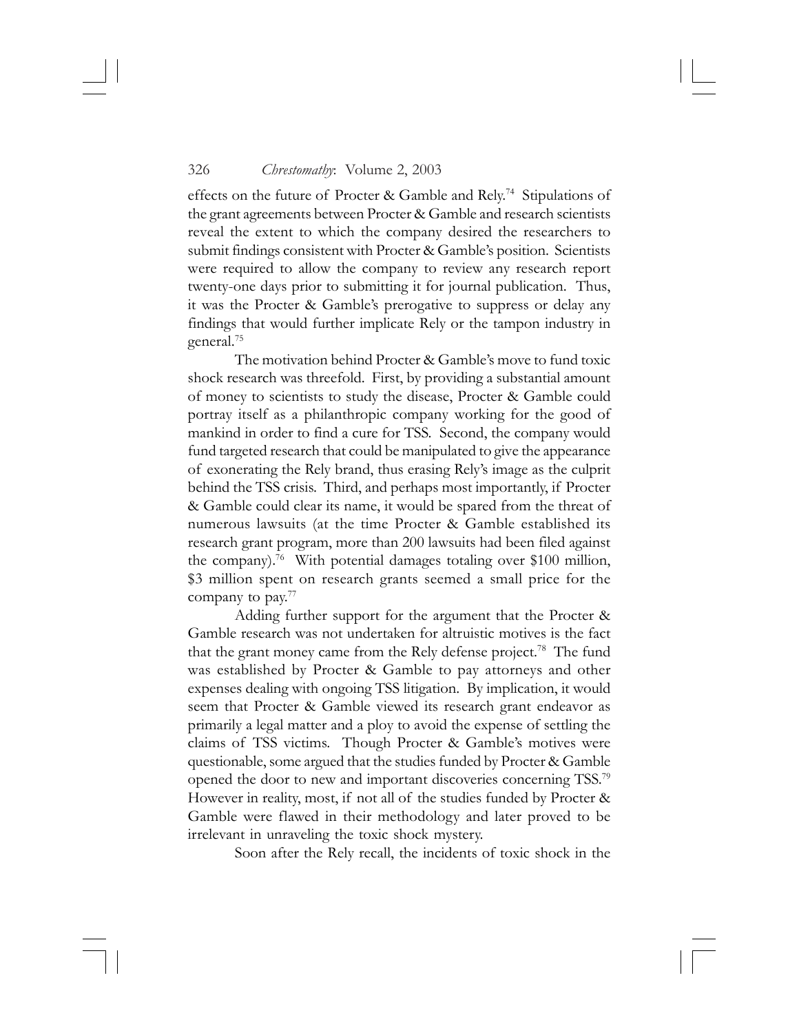effects on the future of Procter & Gamble and Rely.[74] Stipulations of the grant agreements between Procter & Gamble and research scientists reveal the extent to which the company desired the researchers to submit findings consistent with Procter & Gamble's position. Scientists were required to allow the company to review any research report twenty-one days prior to submitting it for journal publication. Thus, it was the Procter & Gamble's prerogative to suppress or delay any findings that would further implicate Rely or the tampon industry in general.[75]

The motivation behind Procter & Gamble's move to fund toxic shock research was threefold. First, by providing a substantial amount of money to scientists to study the disease, Procter & Gamble could portray itself as a philanthropic company working for the good of mankind in order to find a cure for TSS. Second, the company would fund targeted research that could be manipulated to give the appearance of exonerating the Rely brand, thus erasing Rely's image as the culprit behind the TSS crisis. Third, and perhaps most importantly, if Procter & Gamble could clear its name, it would be spared from the threat of numerous lawsuits (at the time Procter & Gamble established its research grant program, more than 200 lawsuits had been filed against the company).[76] With potential damages totaling over $100 million, $3 million spent on research grants seemed a small price for the company to pay.[77]

Adding further support for the argument that the Procter & Gamble research was not undertaken for altruistic motives is the fact that the grant money came from the Rely defense project.[78] The fund was established by Procter & Gamble to pay attorneys and other expenses dealing with ongoing TSS litigation. By implication, it would seem that Procter & Gamble viewed its research grant endeavor as primarily a legal matter and a ploy to avoid the expense of settling the claims of TSS victims. Though Procter & Gamble's motives were questionable, some argued that the studies funded by Procter & Gamble opened the door to new and important discoveries concerning TSS.[79] However in reality, most, if not all of the studies funded by Procter & Gamble were flawed in their methodology and later proved to be irrelevant in unraveling the toxic shock mystery.

Soon after the Rely recall, the incidents of toxic shock in the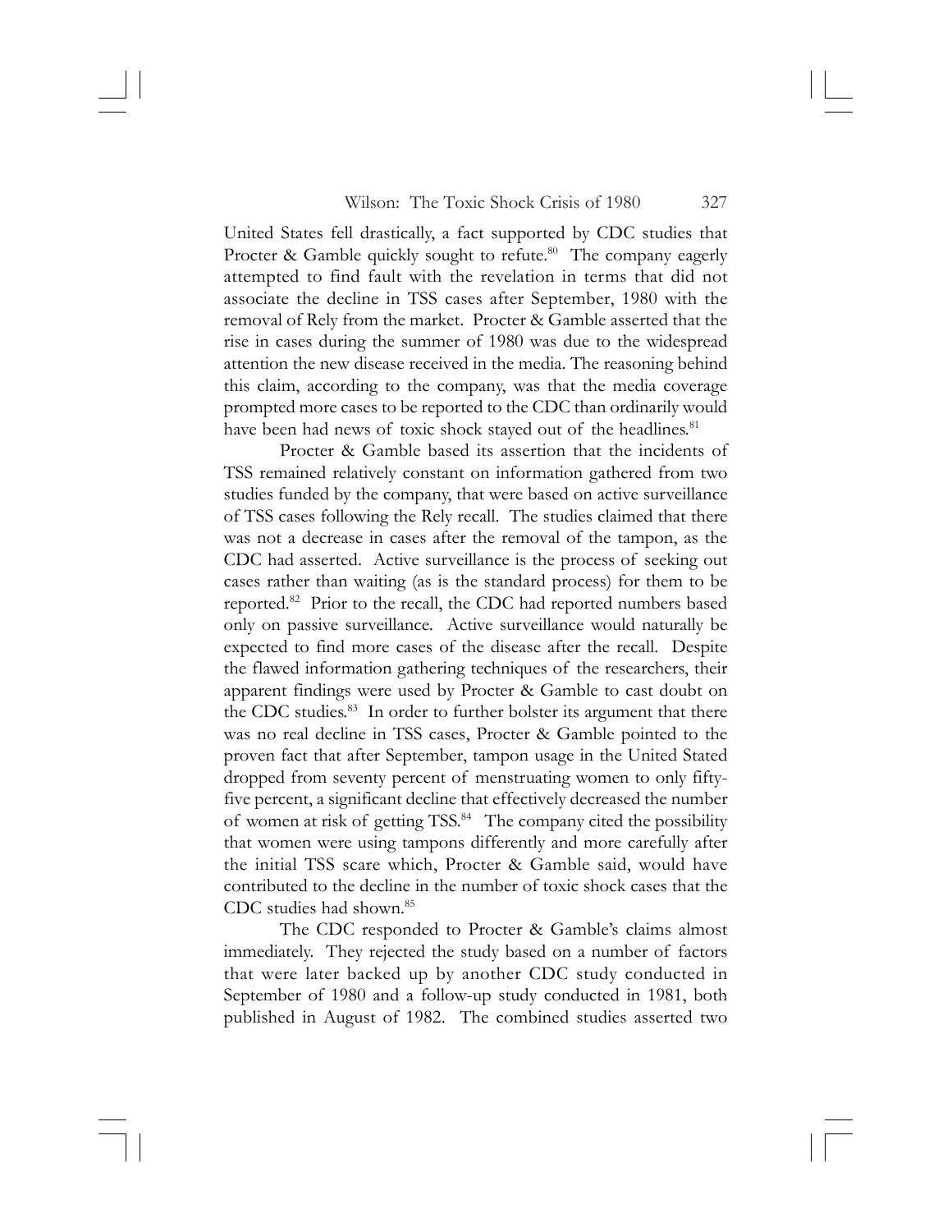United States fell drastically, a fact supported by CDC studies that Procter & Gamble quickly sought to refute.[80] The company eagerly attempted to find fault with the revelation in terms that did not associate the decline in TSS cases after September, 1980 with the removal of Rely from the market. Procter & Gamble asserted that the rise in cases during the summer of 1980 was due to the widespread attention the new disease received in the media. The reasoning behind this claim, according to the company, was that the media coverage prompted more cases to be reported to the CDC than ordinarily would have been had news of toxic shock stayed out of the headlines.[81]

Procter & Gamble based its assertion that the incidents of TSS remained relatively constant on information gathered from two studies funded by the company, that were based on active surveillance of TSS cases following the Rely recall. The studies claimed that there was not a decrease in cases after the removal of the tampon, as the CDC had asserted. Active surveillance is the process of seeking out cases rather than waiting (as is the standard process) for them to be reported.[82] Prior to the recall, the CDC had reported numbers based only on passive surveillance. Active surveillance would naturally be expected to find more cases of the disease after the recall. Despite the flawed information gathering techniques of the researchers, their apparent findings were used by Procter & Gamble to cast doubt on the CDC studies.[83] In order to further bolster its argument that there was no real decline in TSS cases, Procter & Gamble pointed to the proven fact that after September, tampon usage in the United Stated dropped from seventy percent of menstruating women to only fifty-five percent, a significant decline that effectively decreased the number of women at risk of getting TSS.[84] The company cited the possibility that women were using tampons differently and more carefully after the initial TSS scare which, Procter & Gamble said, would have contributed to the decline in the number of toxic shock cases that the CDC studies had shown.[85]

The CDC responded to Procter & Gamble's claims almost immediately. They rejected the study based on a number of factors that were later backed up by another CDC study conducted in September of 1980 and a follow-up study conducted in 1981, both published in August of 1982. The combined studies asserted two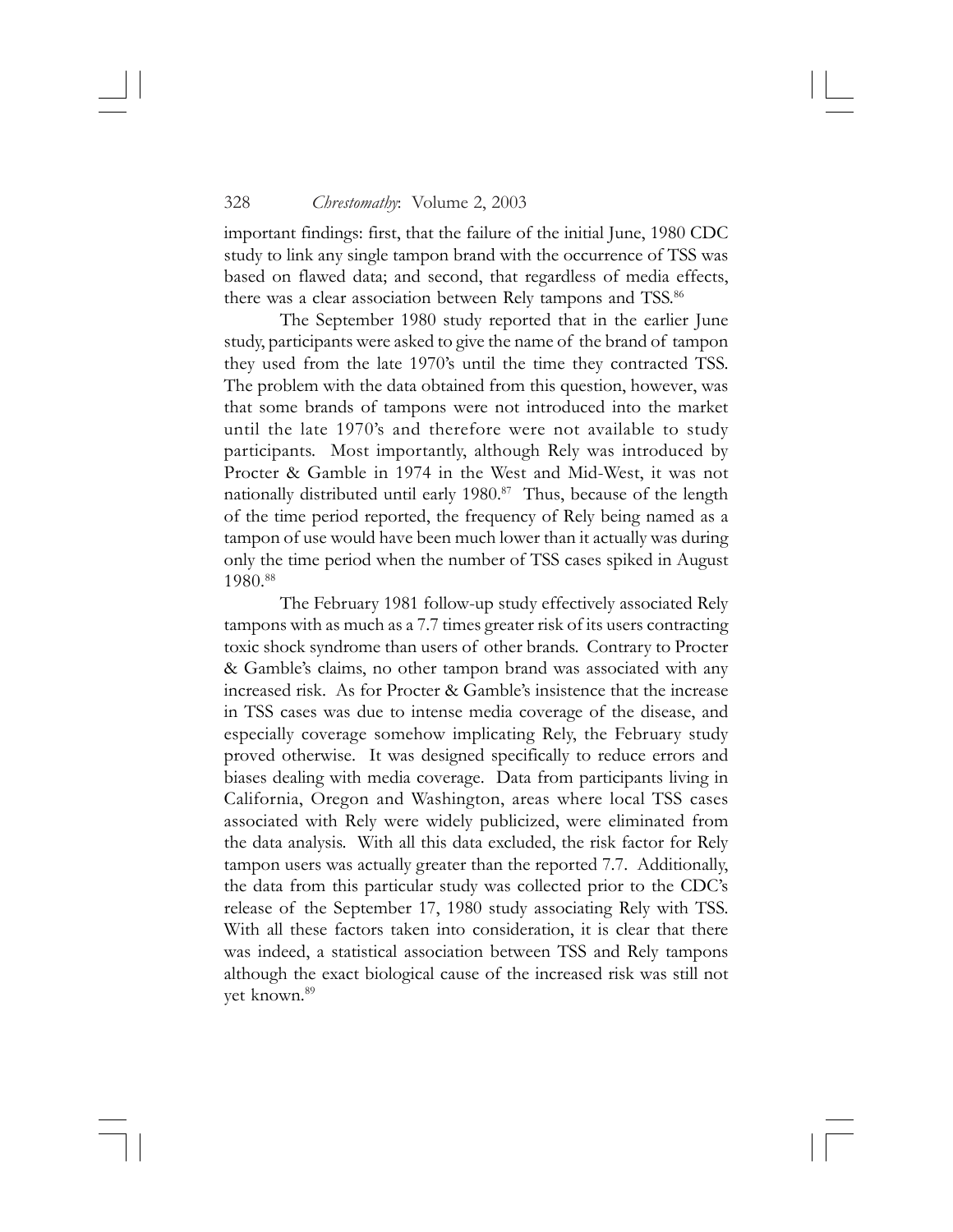important findings: first, that the failure of the initial June, 1980 CDC study to link any single tampon brand with the occurrence of TSS was based on flawed data; and second, that regardless of media effects, there was a clear association between Rely tampons and TSS.[86]

The September 1980 study reported that in the earlier June study, participants were asked to give the name of the brand of tampon they used from the late 1970's until the time they contracted TSS. The problem with the data obtained from this question, however, was that some brands of tampons were not introduced into the market until the late 1970's and therefore were not available to study participants. Most importantly, although Rely was introduced by Procter & Gamble in 1974 in the West and Mid-West, it was not nationally distributed until early 1980.[87] Thus, because of the length of the time period reported, the frequency of Rely being named as a tampon of use would have been much lower than it actually was during only the time period when the number of TSS cases spiked in August 1980.[88]

The February 1981 follow-up study effectively associated Rely tampons with as much as a 7.7 times greater risk of its users contracting toxic shock syndrome than users of other brands. Contrary to Procter & Gamble's claims, no other tampon brand was associated with any increased risk. As for Procter & Gamble's insistence that the increase in TSS cases was due to intense media coverage of the disease, and especially coverage somehow implicating Rely, the February study proved otherwise. It was designed specifically to reduce errors and biases dealing with media coverage. Data from participants living in California, Oregon and Washington, areas where local TSS cases associated with Rely were widely publicized, were eliminated from the data analysis. With all this data excluded, the risk factor for Rely tampon users was actually greater than the reported 7.7. Additionally, the data from this particular study was collected prior to the CDC's release of the September 17, 1980 study associating Rely with TSS. With all these factors taken into consideration, it is clear that there was indeed, a statistical association between TSS and Rely tampons although the exact biological cause of the increased risk was still not yet known.[89]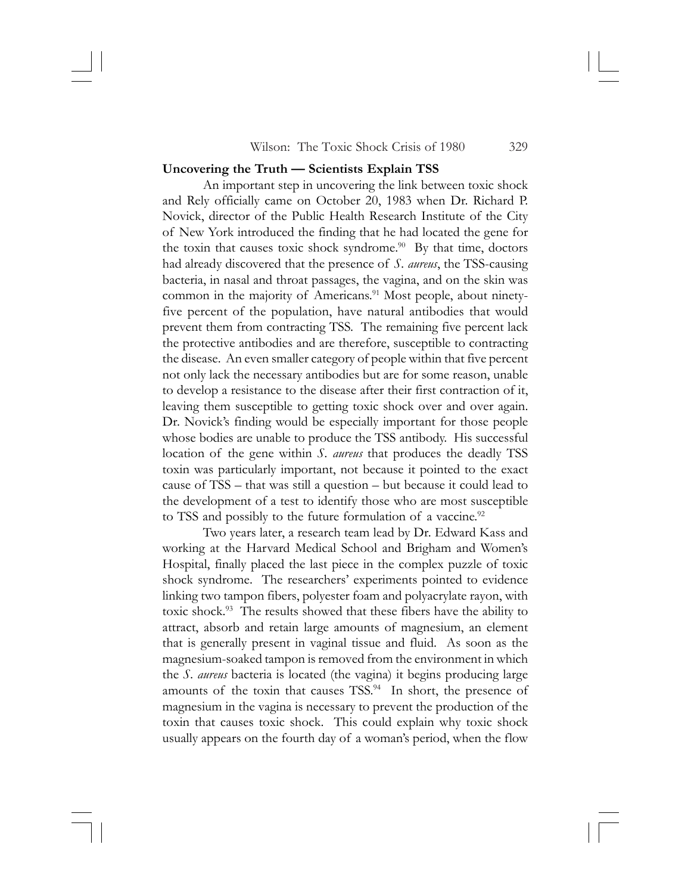## Uncovering the Truth — Scientists Explain TSS

An important step in uncovering the link between toxic shock and Rely officially came on October 20, 1983 when Dr. Richard P. Novick, director of the Public Health Research Institute of the City of New York introduced the finding that he had located the gene for the toxin that causes toxic shock syndrome.[90] By that time, doctors had already discovered that the presence of *S. aureus*, the TSS-causing bacteria, in nasal and throat passages, the vagina, and on the skin was common in the majority of Americans.[91] Most people, about ninety-five percent of the population, have natural antibodies that would prevent them from contracting TSS. The remaining five percent lack the protective antibodies and are therefore, susceptible to contracting the disease. An even smaller category of people within that five percent not only lack the necessary antibodies but are for some reason, unable to develop a resistance to the disease after their first contraction of it, leaving them susceptible to getting toxic shock over and over again. Dr. Novick's finding would be especially important for those people whose bodies are unable to produce the TSS antibody. His successful location of the gene within *S. aureus* that produces the deadly TSS toxin was particularly important, not because it pointed to the exact cause of TSS – that was still a question – but because it could lead to the development of a test to identify those who are most susceptible to TSS and possibly to the future formulation of a vaccine.[92]

Two years later, a research team lead by Dr. Edward Kass and working at the Harvard Medical School and Brigham and Women's Hospital, finally placed the last piece in the complex puzzle of toxic shock syndrome. The researchers' experiments pointed to evidence linking two tampon fibers, polyester foam and polyacrylate rayon, with toxic shock.[93] The results showed that these fibers have the ability to attract, absorb and retain large amounts of magnesium, an element that is generally present in vaginal tissue and fluid. As soon as the magnesium-soaked tampon is removed from the environment in which the *S. aureus* bacteria is located (the vagina) it begins producing large amounts of the toxin that causes TSS.[94] In short, the presence of magnesium in the vagina is necessary to prevent the production of the toxin that causes toxic shock. This could explain why toxic shock usually appears on the fourth day of a woman's period, when the flow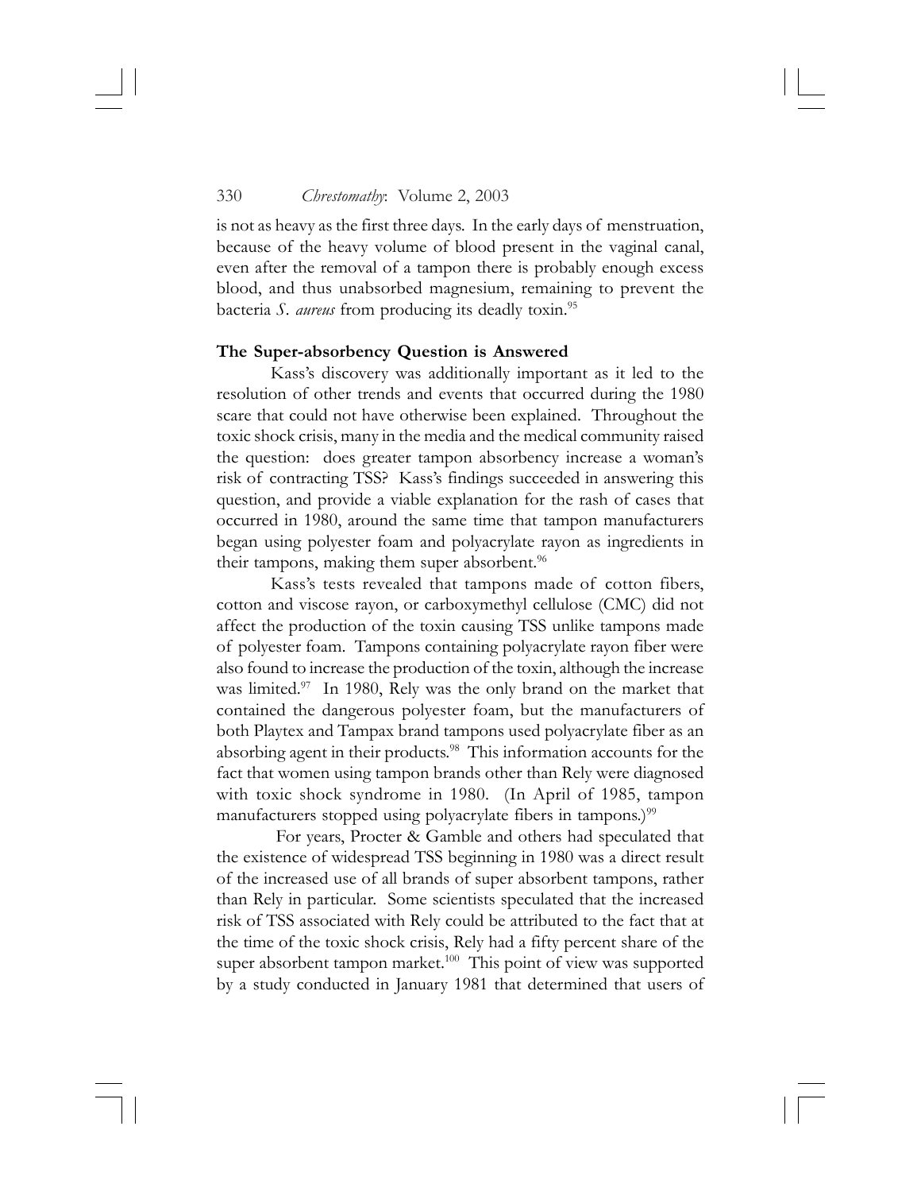is not as heavy as the first three days. In the early days of menstruation, because of the heavy volume of blood present in the vaginal canal, even after the removal of a tampon there is probably enough excess blood, and thus unabsorbed magnesium, remaining to prevent the bacteria *S. aureus* from producing its deadly toxin.[95]

**The Super-absorbency Question is Answered**

Kass's discovery was additionally important as it led to the resolution of other trends and events that occurred during the 1980 scare that could not have otherwise been explained. Throughout the toxic shock crisis, many in the media and the medical community raised the question: does greater tampon absorbency increase a woman's risk of contracting TSS? Kass's findings succeeded in answering this question, and provide a viable explanation for the rash of cases that occurred in 1980, around the same time that tampon manufacturers began using polyester foam and polyacrylate rayon as ingredients in their tampons, making them super absorbent.[96]

Kass's tests revealed that tampons made of cotton fibers, cotton and viscose rayon, or carboxymethyl cellulose (CMC) did not affect the production of the toxin causing TSS unlike tampons made of polyester foam. Tampons containing polyacrylate rayon fiber were also found to increase the production of the toxin, although the increase was limited.[97] In 1980, Rely was the only brand on the market that contained the dangerous polyester foam, but the manufacturers of both Playtex and Tampax brand tampons used polyacrylate fiber as an absorbing agent in their products.[98] This information accounts for the fact that women using tampon brands other than Rely were diagnosed with toxic shock syndrome in 1980. (In April of 1985, tampon manufacturers stopped using polyacrylate fibers in tampons.)[99]

For years, Procter & Gamble and others had speculated that the existence of widespread TSS beginning in 1980 was a direct result of the increased use of all brands of super absorbent tampons, rather than Rely in particular. Some scientists speculated that the increased risk of TSS associated with Rely could be attributed to the fact that at the time of the toxic shock crisis, Rely had a fifty percent share of the super absorbent tampon market.[100] This point of view was supported by a study conducted in January 1981 that determined that users of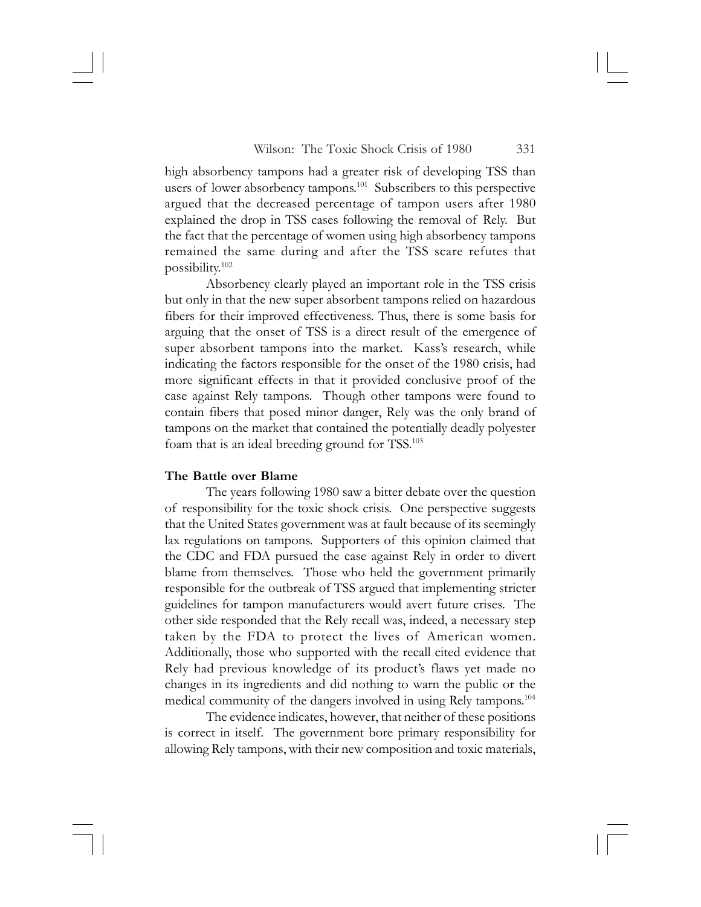high absorbency tampons had a greater risk of developing TSS than users of lower absorbency tampons.[101] Subscribers to this perspective argued that the decreased percentage of tampon users after 1980 explained the drop in TSS cases following the removal of Rely. But the fact that the percentage of women using high absorbency tampons remained the same during and after the TSS scare refutes that possibility.[102]

Absorbency clearly played an important role in the TSS crisis but only in that the new super absorbent tampons relied on hazardous fibers for their improved effectiveness. Thus, there is some basis for arguing that the onset of TSS is a direct result of the emergence of super absorbent tampons into the market. Kass's research, while indicating the factors responsible for the onset of the 1980 crisis, had more significant effects in that it provided conclusive proof of the case against Rely tampons. Though other tampons were found to contain fibers that posed minor danger, Rely was the only brand of tampons on the market that contained the potentially deadly polyester foam that is an ideal breeding ground for TSS.[103]

**The Battle over Blame**

The years following 1980 saw a bitter debate over the question of responsibility for the toxic shock crisis. One perspective suggests that the United States government was at fault because of its seemingly lax regulations on tampons. Supporters of this opinion claimed that the CDC and FDA pursued the case against Rely in order to divert blame from themselves. Those who held the government primarily responsible for the outbreak of TSS argued that implementing stricter guidelines for tampon manufacturers would avert future crises. The other side responded that the Rely recall was, indeed, a necessary step taken by the FDA to protect the lives of American women. Additionally, those who supported with the recall cited evidence that Rely had previous knowledge of its product's flaws yet made no changes in its ingredients and did nothing to warn the public or the medical community of the dangers involved in using Rely tampons.[104]

The evidence indicates, however, that neither of these positions is correct in itself. The government bore primary responsibility for allowing Rely tampons, with their new composition and toxic materials,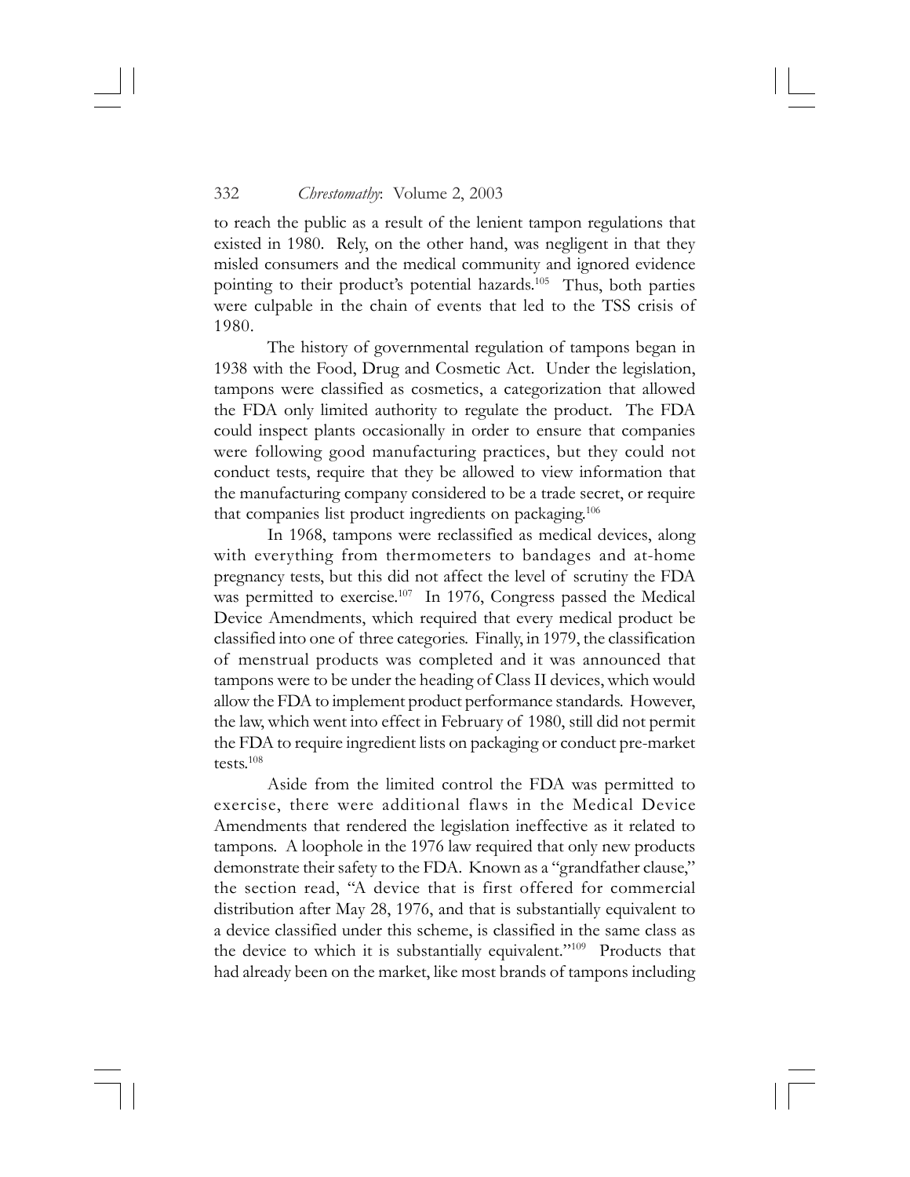to reach the public as a result of the lenient tampon regulations that existed in 1980. Rely, on the other hand, was negligent in that they misled consumers and the medical community and ignored evidence pointing to their product's potential hazards.[105] Thus, both parties were culpable in the chain of events that led to the TSS crisis of 1980.

The history of governmental regulation of tampons began in 1938 with the Food, Drug and Cosmetic Act. Under the legislation, tampons were classified as cosmetics, a categorization that allowed the FDA only limited authority to regulate the product. The FDA could inspect plants occasionally in order to ensure that companies were following good manufacturing practices, but they could not conduct tests, require that they be allowed to view information that the manufacturing company considered to be a trade secret, or require that companies list product ingredients on packaging.[106]

In 1968, tampons were reclassified as medical devices, along with everything from thermometers to bandages and at-home pregnancy tests, but this did not affect the level of scrutiny the FDA was permitted to exercise.[107] In 1976, Congress passed the Medical Device Amendments, which required that every medical product be classified into one of three categories. Finally, in 1979, the classification of menstrual products was completed and it was announced that tampons were to be under the heading of Class II devices, which would allow the FDA to implement product performance standards. However, the law, which went into effect in February of 1980, still did not permit the FDA to require ingredient lists on packaging or conduct pre-market tests.[108]

Aside from the limited control the FDA was permitted to exercise, there were additional flaws in the Medical Device Amendments that rendered the legislation ineffective as it related to tampons. A loophole in the 1976 law required that only new products demonstrate their safety to the FDA. Known as a "grandfather clause," the section read, "A device that is first offered for commercial distribution after May 28, 1976, and that is substantially equivalent to a device classified under this scheme, is classified in the same class as the device to which it is substantially equivalent."[109] Products that had already been on the market, like most brands of tampons including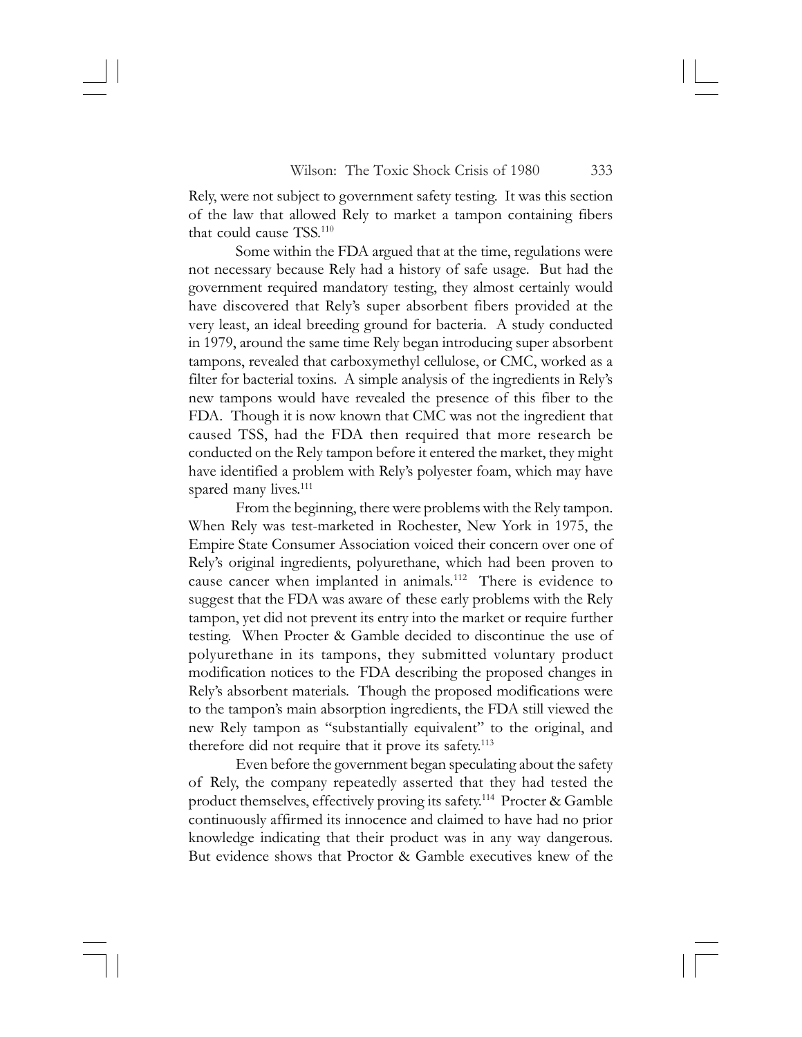Rely, were not subject to government safety testing. It was this section of the law that allowed Rely to market a tampon containing fibers that could cause TSS.[110]

Some within the FDA argued that at the time, regulations were not necessary because Rely had a history of safe usage. But had the government required mandatory testing, they almost certainly would have discovered that Rely's super absorbent fibers provided at the very least, an ideal breeding ground for bacteria. A study conducted in 1979, around the same time Rely began introducing super absorbent tampons, revealed that carboxymethyl cellulose, or CMC, worked as a filter for bacterial toxins. A simple analysis of the ingredients in Rely's new tampons would have revealed the presence of this fiber to the FDA. Though it is now known that CMC was not the ingredient that caused TSS, had the FDA then required that more research be conducted on the Rely tampon before it entered the market, they might have identified a problem with Rely's polyester foam, which may have spared many lives.[111]

From the beginning, there were problems with the Rely tampon. When Rely was test-marketed in Rochester, New York in 1975, the Empire State Consumer Association voiced their concern over one of Rely's original ingredients, polyurethane, which had been proven to cause cancer when implanted in animals.[112] There is evidence to suggest that the FDA was aware of these early problems with the Rely tampon, yet did not prevent its entry into the market or require further testing. When Procter & Gamble decided to discontinue the use of polyurethane in its tampons, they submitted voluntary product modification notices to the FDA describing the proposed changes in Rely's absorbent materials. Though the proposed modifications were to the tampon's main absorption ingredients, the FDA still viewed the new Rely tampon as "substantially equivalent" to the original, and therefore did not require that it prove its safety.[113]

Even before the government began speculating about the safety of Rely, the company repeatedly asserted that they had tested the product themselves, effectively proving its safety.[114] Procter & Gamble continuously affirmed its innocence and claimed to have had no prior knowledge indicating that their product was in any way dangerous. But evidence shows that Proctor & Gamble executives knew of the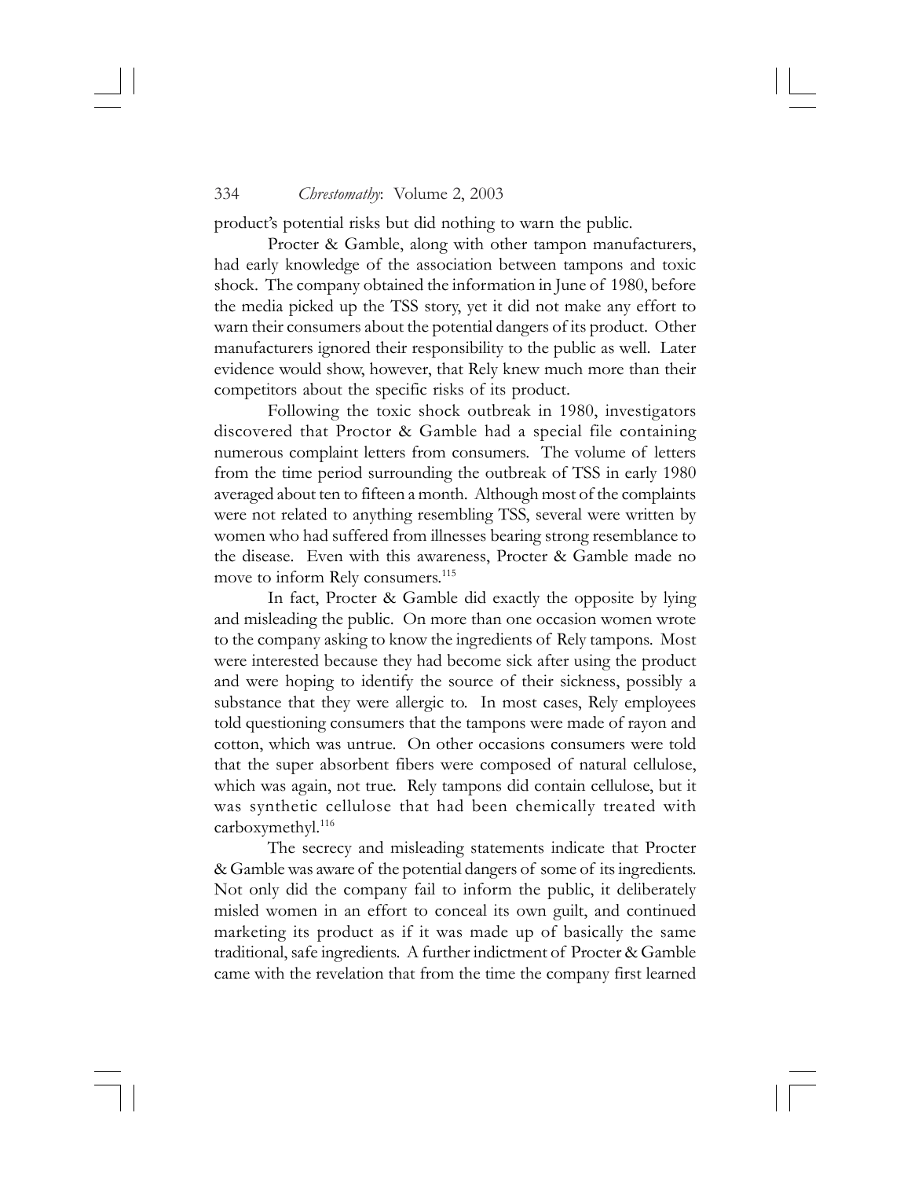product's potential risks but did nothing to warn the public.

Procter & Gamble, along with other tampon manufacturers, had early knowledge of the association between tampons and toxic shock. The company obtained the information in June of 1980, before the media picked up the TSS story, yet it did not make any effort to warn their consumers about the potential dangers of its product. Other manufacturers ignored their responsibility to the public as well. Later evidence would show, however, that Rely knew much more than their competitors about the specific risks of its product.

Following the toxic shock outbreak in 1980, investigators discovered that Proctor & Gamble had a special file containing numerous complaint letters from consumers. The volume of letters from the time period surrounding the outbreak of TSS in early 1980 averaged about ten to fifteen a month. Although most of the complaints were not related to anything resembling TSS, several were written by women who had suffered from illnesses bearing strong resemblance to the disease. Even with this awareness, Procter & Gamble made no move to inform Rely consumers.[115]

In fact, Procter & Gamble did exactly the opposite by lying and misleading the public. On more than one occasion women wrote to the company asking to know the ingredients of Rely tampons. Most were interested because they had become sick after using the product and were hoping to identify the source of their sickness, possibly a substance that they were allergic to. In most cases, Rely employees told questioning consumers that the tampons were made of rayon and cotton, which was untrue. On other occasions consumers were told that the super absorbent fibers were composed of natural cellulose, which was again, not true. Rely tampons did contain cellulose, but it was synthetic cellulose that had been chemically treated with carboxymethyl.[116]

The secrecy and misleading statements indicate that Procter & Gamble was aware of the potential dangers of some of its ingredients. Not only did the company fail to inform the public, it deliberately misled women in an effort to conceal its own guilt, and continued marketing its product as if it was made up of basically the same traditional, safe ingredients. A further indictment of Procter & Gamble came with the revelation that from the time the company first learned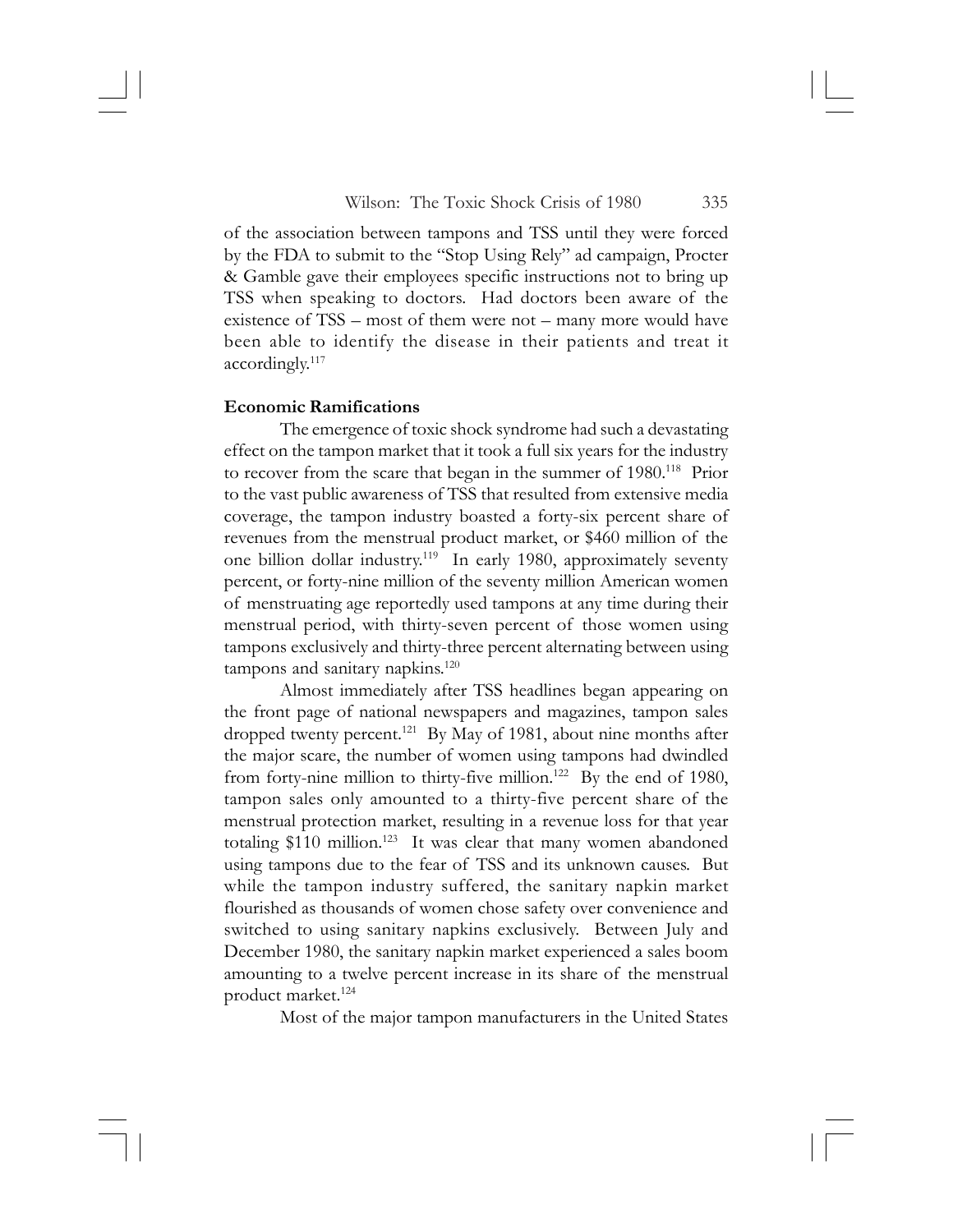of the association between tampons and TSS until they were forced by the FDA to submit to the "Stop Using Rely" ad campaign, Procter & Gamble gave their employees specific instructions not to bring up TSS when speaking to doctors. Had doctors been aware of the existence of TSS – most of them were not – many more would have been able to identify the disease in their patients and treat it accordingly.[117]

**Economic Ramifications**

The emergence of toxic shock syndrome had such a devastating effect on the tampon market that it took a full six years for the industry to recover from the scare that began in the summer of 1980.[118] Prior to the vast public awareness of TSS that resulted from extensive media coverage, the tampon industry boasted a forty-six percent share of revenues from the menstrual product market, or $460 million of the one billion dollar industry.[119] In early 1980, approximately seventy percent, or forty-nine million of the seventy million American women of menstruating age reportedly used tampons at any time during their menstrual period, with thirty-seven percent of those women using tampons exclusively and thirty-three percent alternating between using tampons and sanitary napkins.[120]

Almost immediately after TSS headlines began appearing on the front page of national newspapers and magazines, tampon sales dropped twenty percent.[121] By May of 1981, about nine months after the major scare, the number of women using tampons had dwindled from forty-nine million to thirty-five million.[122] By the end of 1980, tampon sales only amounted to a thirty-five percent share of the menstrual protection market, resulting in a revenue loss for that year totaling $110 million.[123] It was clear that many women abandoned using tampons due to the fear of TSS and its unknown causes. But while the tampon industry suffered, the sanitary napkin market flourished as thousands of women chose safety over convenience and switched to using sanitary napkins exclusively. Between July and December 1980, the sanitary napkin market experienced a sales boom amounting to a twelve percent increase in its share of the menstrual product market.[124]

Most of the major tampon manufacturers in the United States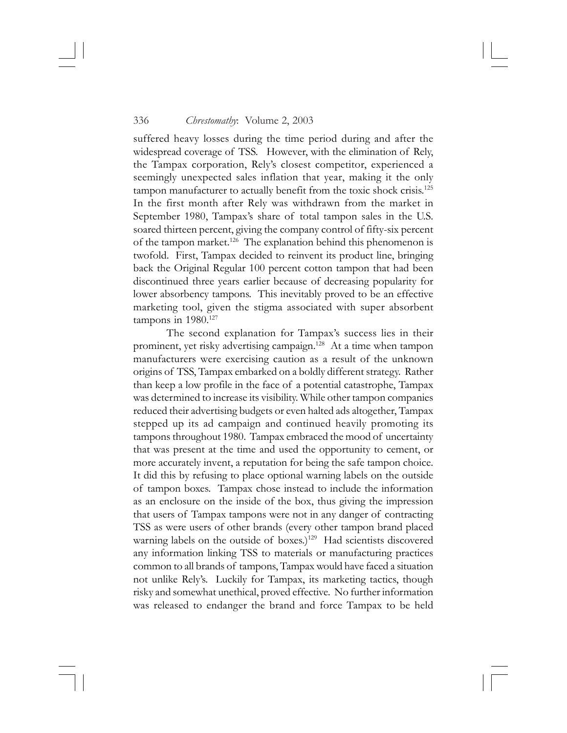suffered heavy losses during the time period during and after the widespread coverage of TSS. However, with the elimination of Rely, the Tampax corporation, Rely's closest competitor, experienced a seemingly unexpected sales inflation that year, making it the only tampon manufacturer to actually benefit from the toxic shock crisis.[125] In the first month after Rely was withdrawn from the market in September 1980, Tampax's share of total tampon sales in the U.S. soared thirteen percent, giving the company control of fifty-six percent of the tampon market.[126] The explanation behind this phenomenon is twofold. First, Tampax decided to reinvent its product line, bringing back the Original Regular 100 percent cotton tampon that had been discontinued three years earlier because of decreasing popularity for lower absorbency tampons. This inevitably proved to be an effective marketing tool, given the stigma associated with super absorbent tampons in 1980.[127]

The second explanation for Tampax's success lies in their prominent, yet risky advertising campaign.[128] At a time when tampon manufacturers were exercising caution as a result of the unknown origins of TSS, Tampax embarked on a boldly different strategy. Rather than keep a low profile in the face of a potential catastrophe, Tampax was determined to increase its visibility. While other tampon companies reduced their advertising budgets or even halted ads altogether, Tampax stepped up its ad campaign and continued heavily promoting its tampons throughout 1980. Tampax embraced the mood of uncertainty that was present at the time and used the opportunity to cement, or more accurately invent, a reputation for being the safe tampon choice. It did this by refusing to place optional warning labels on the outside of tampon boxes. Tampax chose instead to include the information as an enclosure on the inside of the box, thus giving the impression that users of Tampax tampons were not in any danger of contracting TSS as were users of other brands (every other tampon brand placed warning labels on the outside of boxes.)[129] Had scientists discovered any information linking TSS to materials or manufacturing practices common to all brands of tampons, Tampax would have faced a situation not unlike Rely's. Luckily for Tampax, its marketing tactics, though risky and somewhat unethical, proved effective. No further information was released to endanger the brand and force Tampax to be held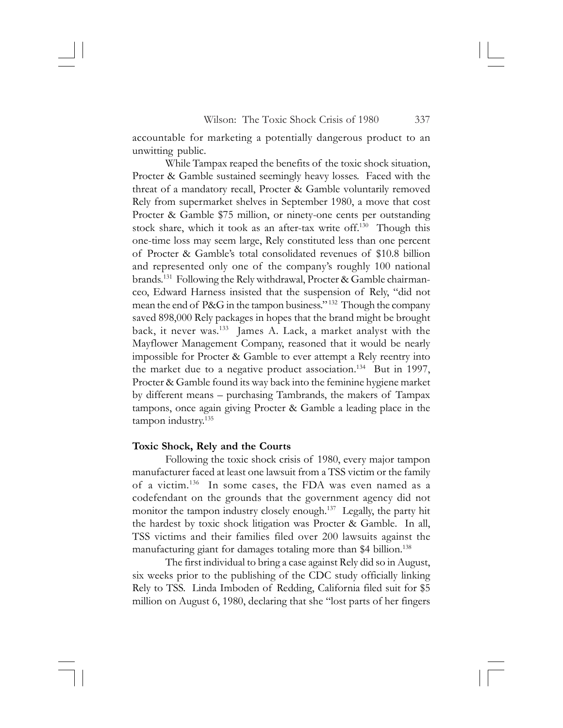accountable for marketing a potentially dangerous product to an unwitting public.

While Tampax reaped the benefits of the toxic shock situation, Procter & Gamble sustained seemingly heavy losses. Faced with the threat of a mandatory recall, Procter & Gamble voluntarily removed Rely from supermarket shelves in September 1980, a move that cost Procter & Gamble $75 million, or ninety-one cents per outstanding stock share, which it took as an after-tax write off.[130] Though this one-time loss may seem large, Rely constituted less than one percent of Procter & Gamble's total consolidated revenues of $10.8 billion and represented only one of the company's roughly 100 national brands.[131] Following the Rely withdrawal, Procter & Gamble chairman-ceo, Edward Harness insisted that the suspension of Rely, "did not mean the end of P&G in the tampon business."[132] Though the company saved 898,000 Rely packages in hopes that the brand might be brought back, it never was.[133] James A. Lack, a market analyst with the Mayflower Management Company, reasoned that it would be nearly impossible for Procter & Gamble to ever attempt a Rely reentry into the market due to a negative product association.[134] But in 1997, Procter & Gamble found its way back into the feminine hygiene market by different means – purchasing Tambrands, the makers of Tampax tampons, once again giving Procter & Gamble a leading place in the tampon industry.[135]

**Toxic Shock, Rely and the Courts**

Following the toxic shock crisis of 1980, every major tampon manufacturer faced at least one lawsuit from a TSS victim or the family of a victim.[136] In some cases, the FDA was even named as a codefendant on the grounds that the government agency did not monitor the tampon industry closely enough.[137] Legally, the party hit the hardest by toxic shock litigation was Procter & Gamble. In all, TSS victims and their families filed over 200 lawsuits against the manufacturing giant for damages totaling more than $4 billion.[138]

The first individual to bring a case against Rely did so in August, six weeks prior to the publishing of the CDC study officially linking Rely to TSS. Linda Imboden of Redding, California filed suit for $5 million on August 6, 1980, declaring that she "lost parts of her fingers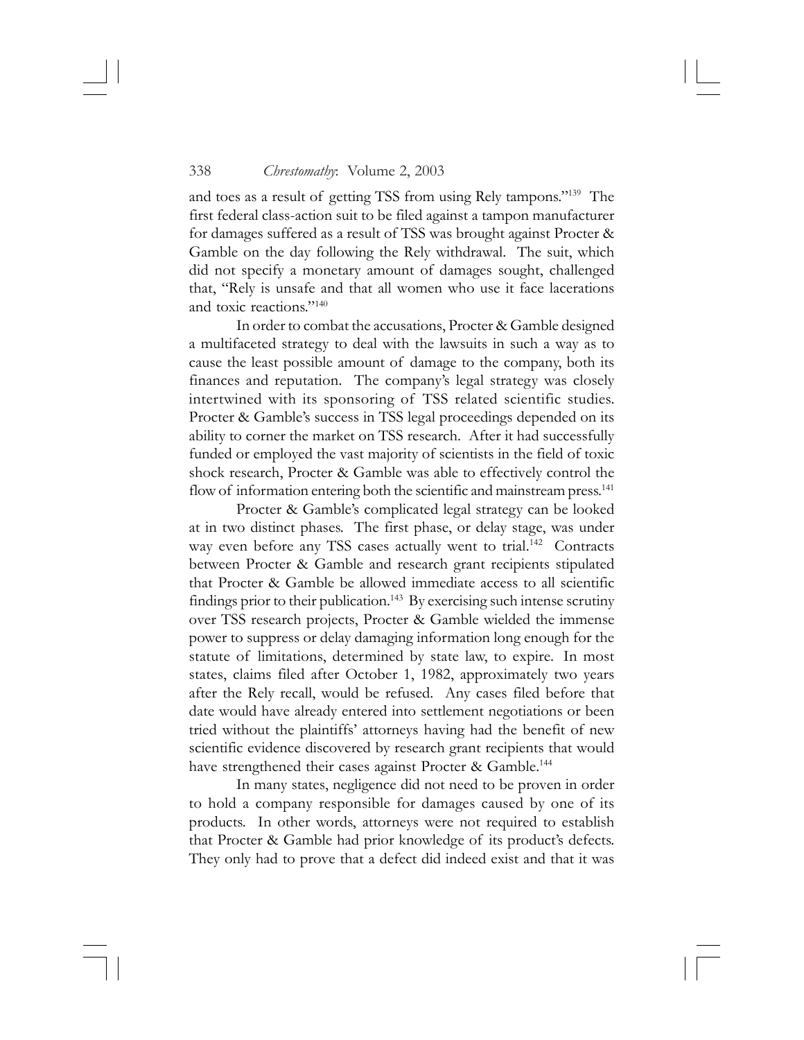and toes as a result of getting TSS from using Rely tampons."[139] The first federal class-action suit to be filed against a tampon manufacturer for damages suffered as a result of TSS was brought against Procter & Gamble on the day following the Rely withdrawal. The suit, which did not specify a monetary amount of damages sought, challenged that, "Rely is unsafe and that all women who use it face lacerations and toxic reactions."[140]

In order to combat the accusations, Procter & Gamble designed a multifaceted strategy to deal with the lawsuits in such a way as to cause the least possible amount of damage to the company, both its finances and reputation. The company's legal strategy was closely intertwined with its sponsoring of TSS related scientific studies. Procter & Gamble's success in TSS legal proceedings depended on its ability to corner the market on TSS research. After it had successfully funded or employed the vast majority of scientists in the field of toxic shock research, Procter & Gamble was able to effectively control the flow of information entering both the scientific and mainstream press.[141]

Procter & Gamble's complicated legal strategy can be looked at in two distinct phases. The first phase, or delay stage, was under way even before any TSS cases actually went to trial.[142] Contracts between Procter & Gamble and research grant recipients stipulated that Procter & Gamble be allowed immediate access to all scientific findings prior to their publication.[143] By exercising such intense scrutiny over TSS research projects, Procter & Gamble wielded the immense power to suppress or delay damaging information long enough for the statute of limitations, determined by state law, to expire. In most states, claims filed after October 1, 1982, approximately two years after the Rely recall, would be refused. Any cases filed before that date would have already entered into settlement negotiations or been tried without the plaintiffs' attorneys having had the benefit of new scientific evidence discovered by research grant recipients that would have strengthened their cases against Procter & Gamble.[144]

In many states, negligence did not need to be proven in order to hold a company responsible for damages caused by one of its products. In other words, attorneys were not required to establish that Procter & Gamble had prior knowledge of its product's defects. They only had to prove that a defect did indeed exist and that it was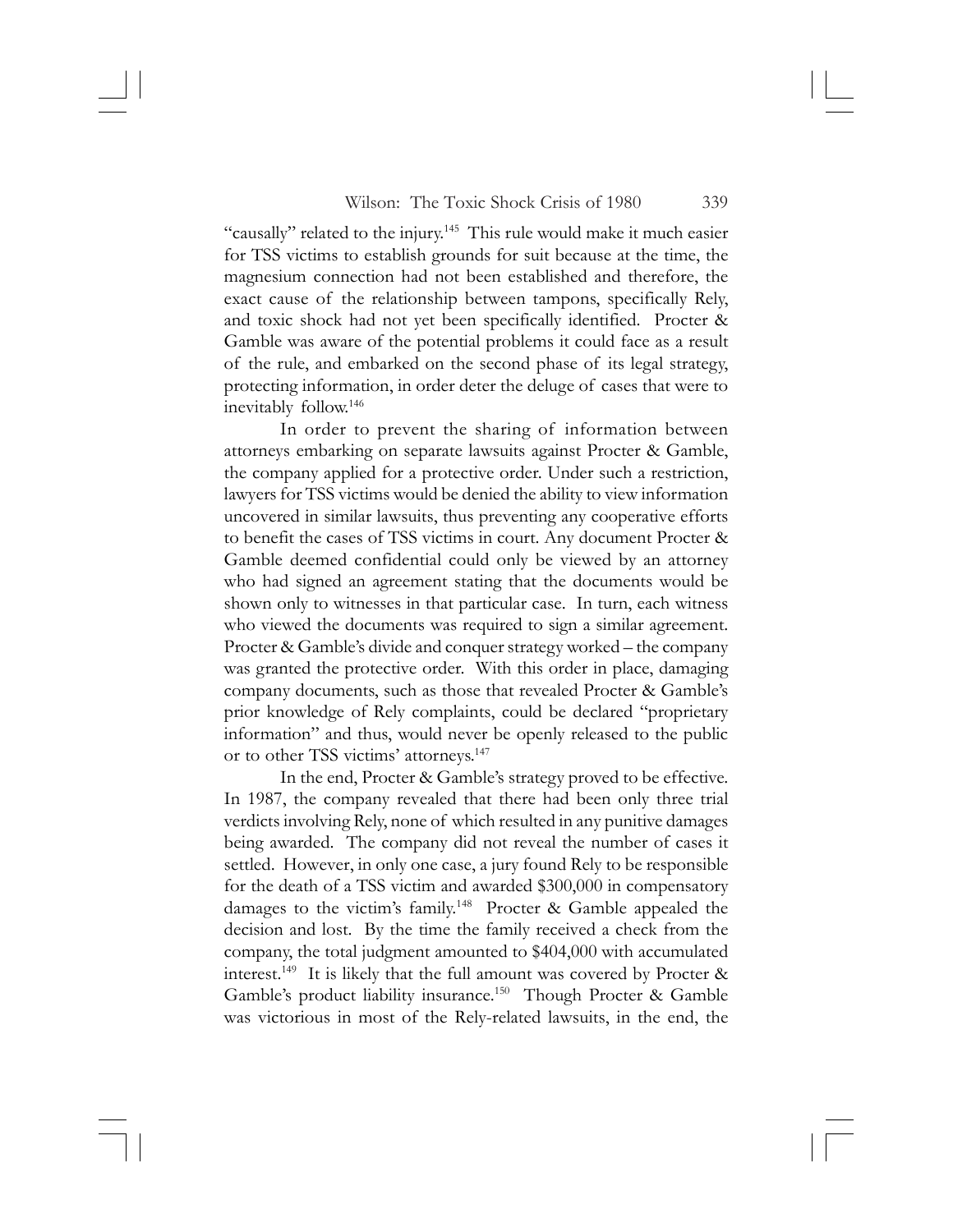"causally" related to the injury.[145] This rule would make it much easier for TSS victims to establish grounds for suit because at the time, the magnesium connection had not been established and therefore, the exact cause of the relationship between tampons, specifically Rely, and toxic shock had not yet been specifically identified. Procter & Gamble was aware of the potential problems it could face as a result of the rule, and embarked on the second phase of its legal strategy, protecting information, in order deter the deluge of cases that were to inevitably follow.[146]

In order to prevent the sharing of information between attorneys embarking on separate lawsuits against Procter & Gamble, the company applied for a protective order. Under such a restriction, lawyers for TSS victims would be denied the ability to view information uncovered in similar lawsuits, thus preventing any cooperative efforts to benefit the cases of TSS victims in court. Any document Procter & Gamble deemed confidential could only be viewed by an attorney who had signed an agreement stating that the documents would be shown only to witnesses in that particular case. In turn, each witness who viewed the documents was required to sign a similar agreement. Procter & Gamble's divide and conquer strategy worked – the company was granted the protective order. With this order in place, damaging company documents, such as those that revealed Procter & Gamble's prior knowledge of Rely complaints, could be declared "proprietary information" and thus, would never be openly released to the public or to other TSS victims' attorneys.[147]

In the end, Procter & Gamble's strategy proved to be effective. In 1987, the company revealed that there had been only three trial verdicts involving Rely, none of which resulted in any punitive damages being awarded. The company did not reveal the number of cases it settled. However, in only one case, a jury found Rely to be responsible for the death of a TSS victim and awarded $300,000 in compensatory damages to the victim's family.[148] Procter & Gamble appealed the decision and lost. By the time the family received a check from the company, the total judgment amounted to $404,000 with accumulated interest.[149] It is likely that the full amount was covered by Procter & Gamble's product liability insurance.[150] Though Procter & Gamble was victorious in most of the Rely-related lawsuits, in the end, the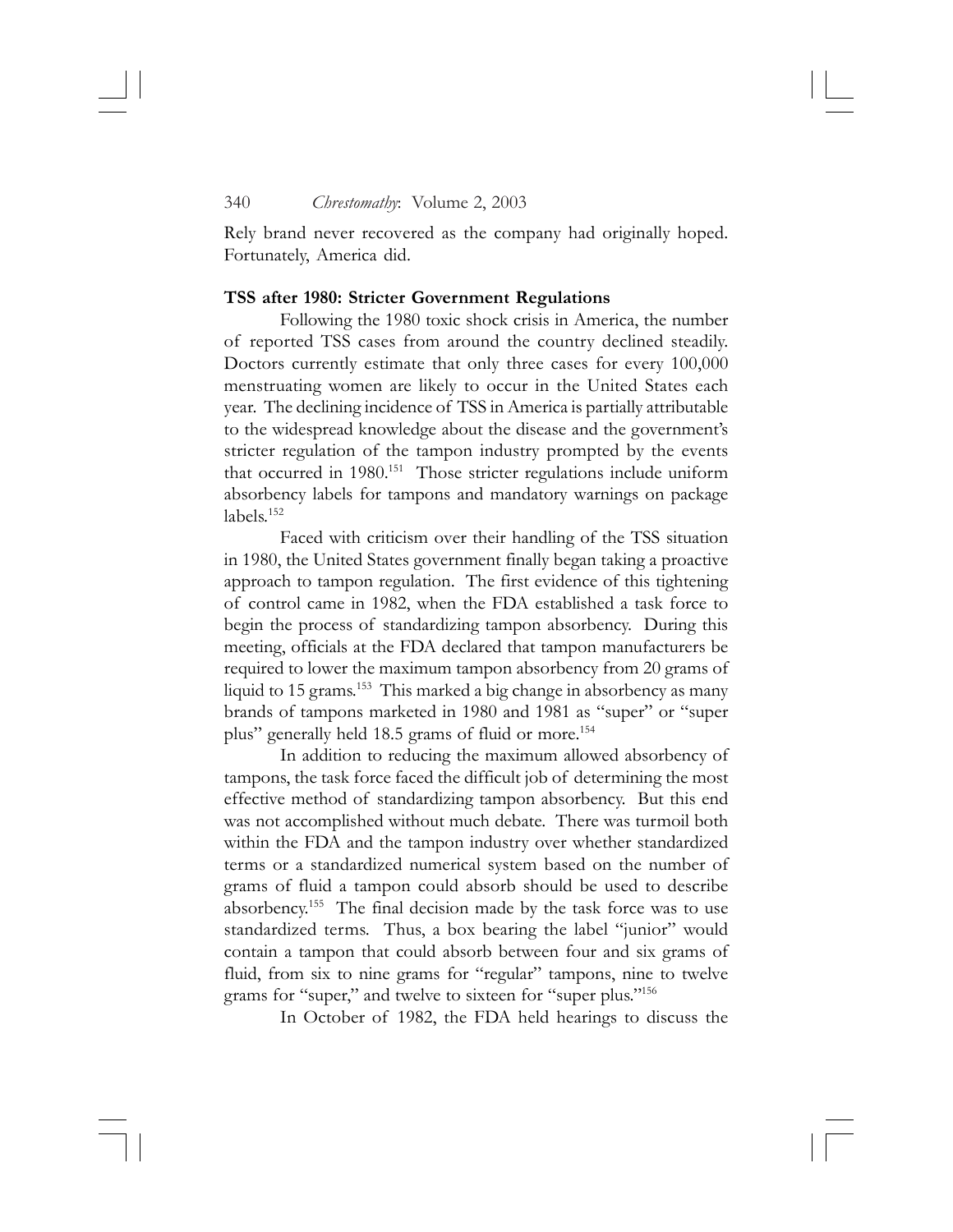Rely brand never recovered as the company had originally hoped. Fortunately, America did.

### TSS after 1980: Stricter Government Regulations

Following the 1980 toxic shock crisis in America, the number of reported TSS cases from around the country declined steadily. Doctors currently estimate that only three cases for every 100,000 menstruating women are likely to occur in the United States each year. The declining incidence of TSS in America is partially attributable to the widespread knowledge about the disease and the government's stricter regulation of the tampon industry prompted by the events that occurred in 1980.[151] Those stricter regulations include uniform absorbency labels for tampons and mandatory warnings on package labels.[152]

Faced with criticism over their handling of the TSS situation in 1980, the United States government finally began taking a proactive approach to tampon regulation. The first evidence of this tightening of control came in 1982, when the FDA established a task force to begin the process of standardizing tampon absorbency. During this meeting, officials at the FDA declared that tampon manufacturers be required to lower the maximum tampon absorbency from 20 grams of liquid to 15 grams.[153] This marked a big change in absorbency as many brands of tampons marketed in 1980 and 1981 as "super" or "super plus" generally held 18.5 grams of fluid or more.[154]

In addition to reducing the maximum allowed absorbency of tampons, the task force faced the difficult job of determining the most effective method of standardizing tampon absorbency. But this end was not accomplished without much debate. There was turmoil both within the FDA and the tampon industry over whether standardized terms or a standardized numerical system based on the number of grams of fluid a tampon could absorb should be used to describe absorbency.[155] The final decision made by the task force was to use standardized terms. Thus, a box bearing the label "junior" would contain a tampon that could absorb between four and six grams of fluid, from six to nine grams for "regular" tampons, nine to twelve grams for "super," and twelve to sixteen for "super plus."[156]

In October of 1982, the FDA held hearings to discuss the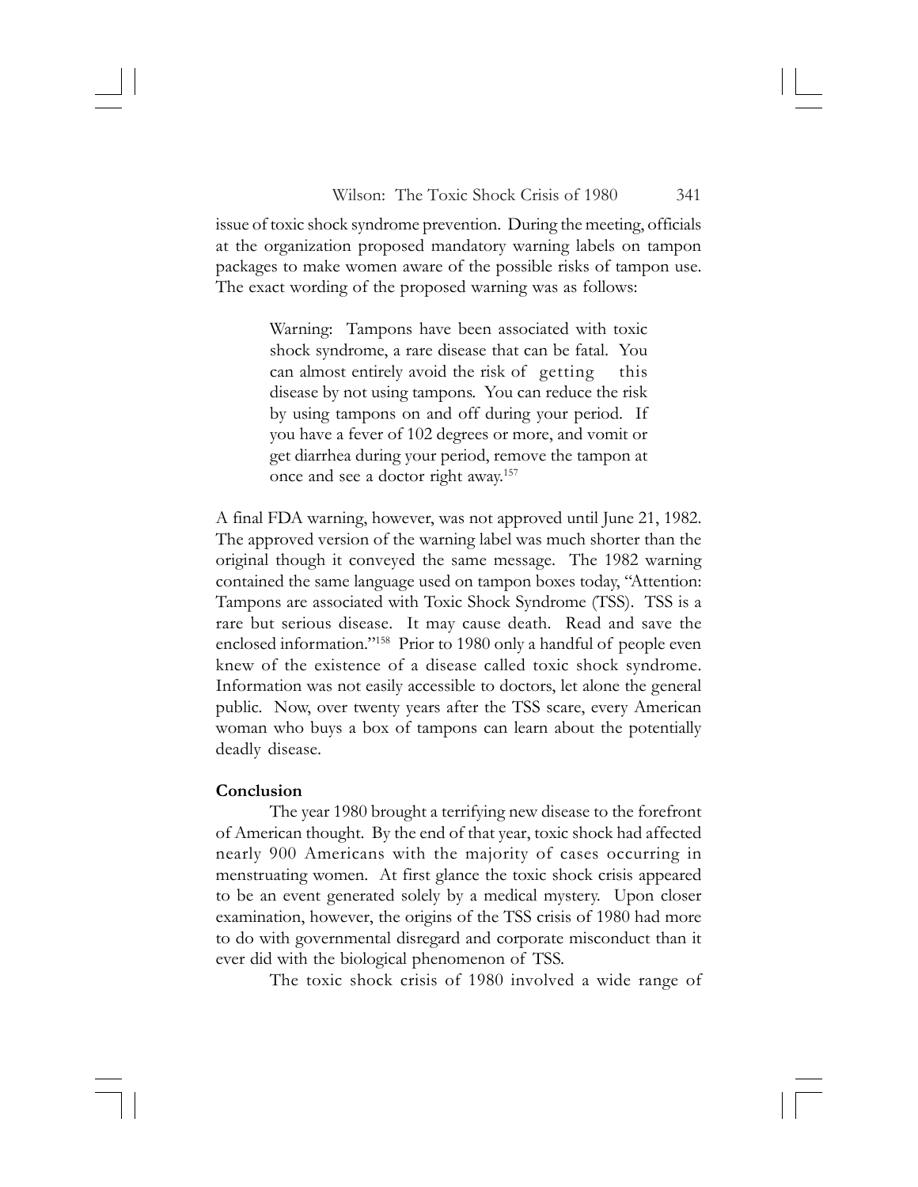issue of toxic shock syndrome prevention. During the meeting, officials at the organization proposed mandatory warning labels on tampon packages to make women aware of the possible risks of tampon use. The exact wording of the proposed warning was as follows:

> Warning: Tampons have been associated with toxic shock syndrome, a rare disease that can be fatal. You can almost entirely avoid the risk of getting this disease by not using tampons. You can reduce the risk by using tampons on and off during your period. If you have a fever of 102 degrees or more, and vomit or get diarrhea during your period, remove the tampon at once and see a doctor right away.[157]

A final FDA warning, however, was not approved until June 21, 1982. The approved version of the warning label was much shorter than the original though it conveyed the same message. The 1982 warning contained the same language used on tampon boxes today, "Attention: Tampons are associated with Toxic Shock Syndrome (TSS). TSS is a rare but serious disease. It may cause death. Read and save the enclosed information."[158] Prior to 1980 only a handful of people even knew of the existence of a disease called toxic shock syndrome. Information was not easily accessible to doctors, let alone the general public. Now, over twenty years after the TSS scare, every American woman who buys a box of tampons can learn about the potentially deadly disease.

**Conclusion**

The year 1980 brought a terrifying new disease to the forefront of American thought. By the end of that year, toxic shock had affected nearly 900 Americans with the majority of cases occurring in menstruating women. At first glance the toxic shock crisis appeared to be an event generated solely by a medical mystery. Upon closer examination, however, the origins of the TSS crisis of 1980 had more to do with governmental disregard and corporate misconduct than it ever did with the biological phenomenon of TSS.

The toxic shock crisis of 1980 involved a wide range of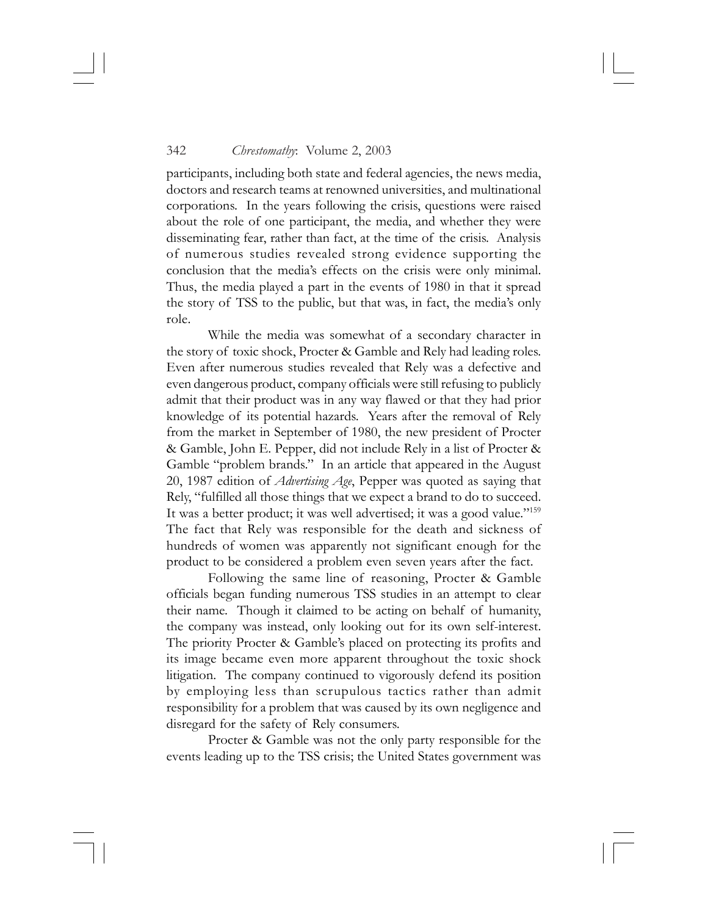participants, including both state and federal agencies, the news media, doctors and research teams at renowned universities, and multinational corporations. In the years following the crisis, questions were raised about the role of one participant, the media, and whether they were disseminating fear, rather than fact, at the time of the crisis. Analysis of numerous studies revealed strong evidence supporting the conclusion that the media's effects on the crisis were only minimal. Thus, the media played a part in the events of 1980 in that it spread the story of TSS to the public, but that was, in fact, the media's only role.

While the media was somewhat of a secondary character in the story of toxic shock, Procter & Gamble and Rely had leading roles. Even after numerous studies revealed that Rely was a defective and even dangerous product, company officials were still refusing to publicly admit that their product was in any way flawed or that they had prior knowledge of its potential hazards. Years after the removal of Rely from the market in September of 1980, the new president of Procter & Gamble, John E. Pepper, did not include Rely in a list of Procter & Gamble "problem brands." In an article that appeared in the August 20, 1987 edition of *Advertising Age*, Pepper was quoted as saying that Rely, "fulfilled all those things that we expect a brand to do to succeed. It was a better product; it was well advertised; it was a good value."[159] The fact that Rely was responsible for the death and sickness of hundreds of women was apparently not significant enough for the product to be considered a problem even seven years after the fact.

Following the same line of reasoning, Procter & Gamble officials began funding numerous TSS studies in an attempt to clear their name. Though it claimed to be acting on behalf of humanity, the company was instead, only looking out for its own self-interest. The priority Procter & Gamble's placed on protecting its profits and its image became even more apparent throughout the toxic shock litigation. The company continued to vigorously defend its position by employing less than scrupulous tactics rather than admit responsibility for a problem that was caused by its own negligence and disregard for the safety of Rely consumers.

Procter & Gamble was not the only party responsible for the events leading up to the TSS crisis; the United States government was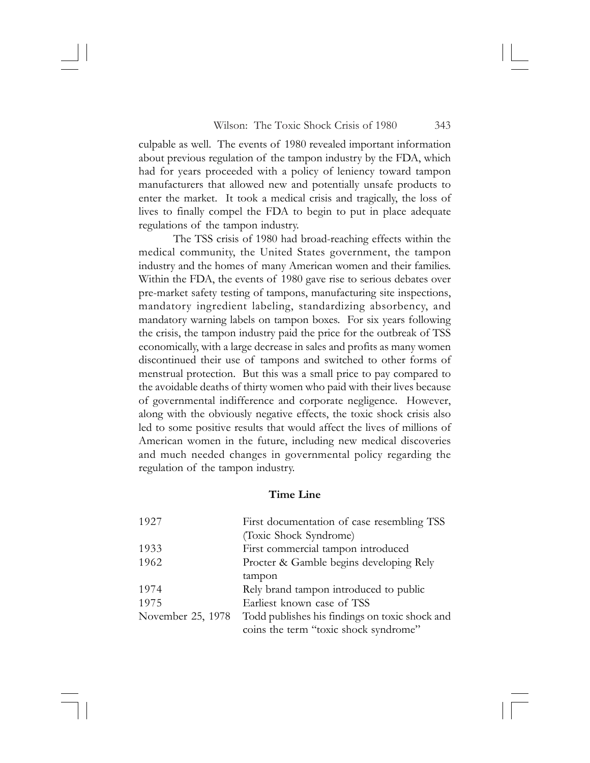culpable as well. The events of 1980 revealed important information about previous regulation of the tampon industry by the FDA, which had for years proceeded with a policy of leniency toward tampon manufacturers that allowed new and potentially unsafe products to enter the market. It took a medical crisis and tragically, the loss of lives to finally compel the FDA to begin to put in place adequate regulations of the tampon industry.

The TSS crisis of 1980 had broad-reaching effects within the medical community, the United States government, the tampon industry and the homes of many American women and their families. Within the FDA, the events of 1980 gave rise to serious debates over pre-market safety testing of tampons, manufacturing site inspections, mandatory ingredient labeling, standardizing absorbency, and mandatory warning labels on tampon boxes. For six years following the crisis, the tampon industry paid the price for the outbreak of TSS economically, with a large decrease in sales and profits as many women discontinued their use of tampons and switched to other forms of menstrual protection. But this was a small price to pay compared to the avoidable deaths of thirty women who paid with their lives because of governmental indifference and corporate negligence. However, along with the obviously negative effects, the toxic shock crisis also led to some positive results that would affect the lives of millions of American women in the future, including new medical discoveries and much needed changes in governmental policy regarding the regulation of the tampon industry.

## Time Line

| | |
|---|---|
| 1927 | First documentation of case resembling TSS (Toxic Shock Syndrome) |
| 1933 | First commercial tampon introduced |
| 1962 | Procter & Gamble begins developing Rely tampon |
| 1974 | Rely brand tampon introduced to public |
| 1975 | Earliest known case of TSS |
| November 25, 1978 | Todd publishes his findings on toxic shock and coins the term "toxic shock syndrome" |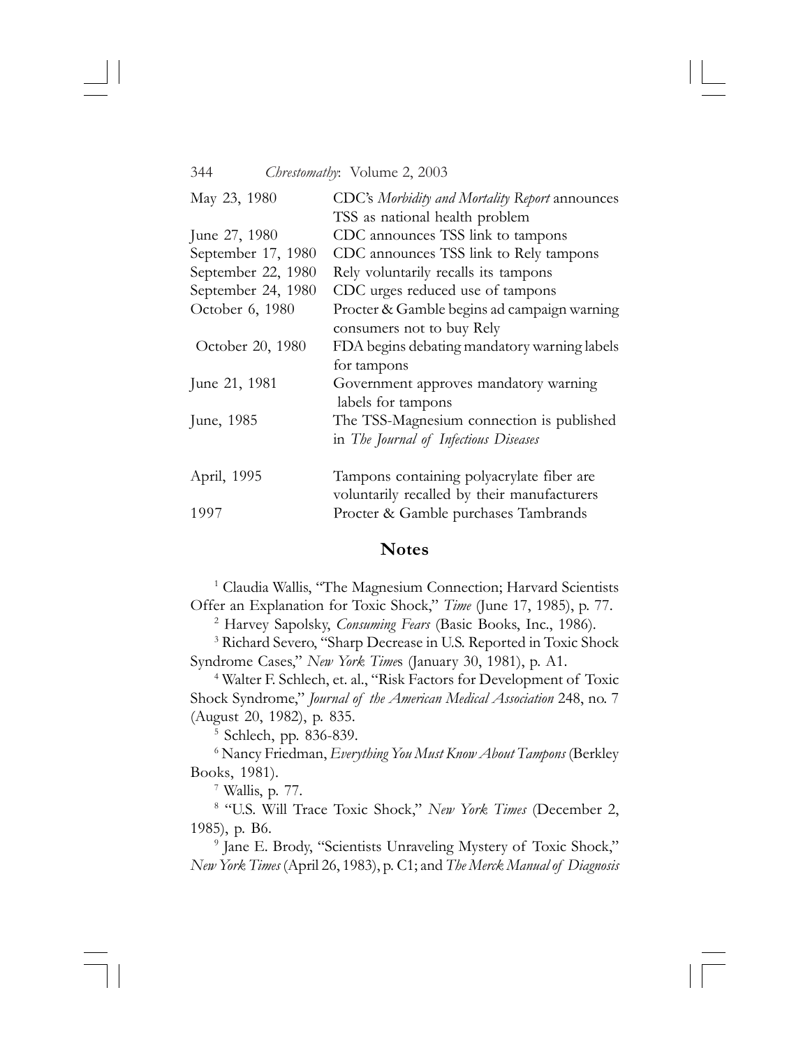| | |
|---|---|
| May 23, 1980 | CDC's *Morbidity and Mortality Report* announces TSS as national health problem |
| June 27, 1980 | CDC announces TSS link to tampons |
| September 17, 1980 | CDC announces TSS link to Rely tampons |
| September 22, 1980 | Rely voluntarily recalls its tampons |
| September 24, 1980 | CDC urges reduced use of tampons |
| October 6, 1980 | Procter & Gamble begins ad campaign warning consumers not to buy Rely |
| October 20, 1980 | FDA begins debating mandatory warning labels for tampons |
| June 21, 1981 | Government approves mandatory warning labels for tampons |
| June, 1985 | The TSS-Magnesium connection is published in *The Journal of Infectious Diseases* |
| April, 1995 | Tampons containing polyacrylate fiber are voluntarily recalled by their manufacturers |
| 1997 | Procter & Gamble purchases Tambrands |

## Notes

[1] Claudia Wallis, "The Magnesium Connection; Harvard Scientists Offer an Explanation for Toxic Shock," *Time* (June 17, 1985), p. 77.

[2] Harvey Sapolsky, *Consuming Fears* (Basic Books, Inc., 1986).

[3] Richard Severo, "Sharp Decrease in U.S. Reported in Toxic Shock Syndrome Cases," *New York Times* (January 30, 1981), p. A1.

[4] Walter F. Schlech, et. al., "Risk Factors for Development of Toxic Shock Syndrome," *Journal of the American Medical Association* 248, no. 7 (August 20, 1982), p. 835.

[5] Schlech, pp. 836-839.

[6] Nancy Friedman, *Everything You Must Know About Tampons* (Berkley Books, 1981).

[7] Wallis, p. 77.

[8] "U.S. Will Trace Toxic Shock," *New York Times* (December 2, 1985), p. B6.

[9] Jane E. Brody, "Scientists Unraveling Mystery of Toxic Shock," *New York Times* (April 26, 1983), p. C1; and *The Merck Manual of Diagnosis*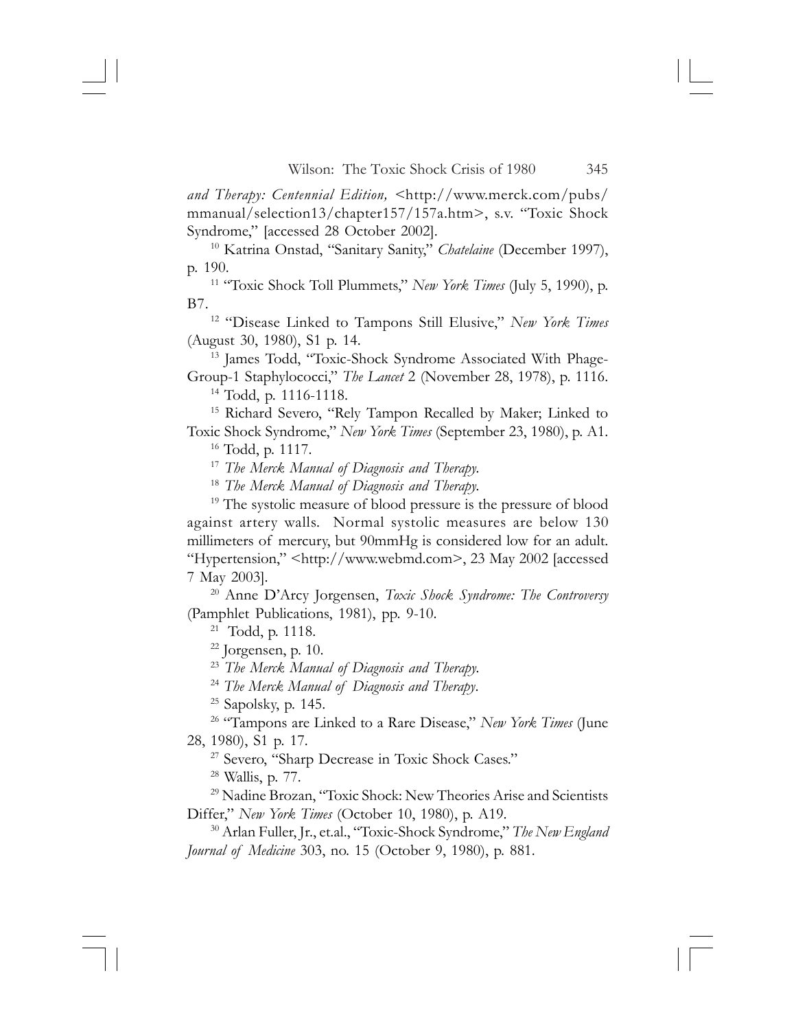*and Therapy: Centennial Edition,* <http://www.merck.com/pubs/mmanual/selection13/chapter157/157a.htm>, s.v. "Toxic Shock Syndrome," [accessed 28 October 2002].

[10] Katrina Onstad, "Sanitary Sanity," *Chatelaine* (December 1997), p. 190.

[11] "Toxic Shock Toll Plummets," *New York Times* (July 5, 1990), p. B7.

[12] "Disease Linked to Tampons Still Elusive," *New York Times* (August 30, 1980), S1 p. 14.

[13] James Todd, "Toxic-Shock Syndrome Associated With Phage-Group-1 Staphylococci," *The Lancet* 2 (November 28, 1978), p. 1116.

[14] Todd, p. 1116-1118.

[15] Richard Severo, "Rely Tampon Recalled by Maker; Linked to Toxic Shock Syndrome," *New York Times* (September 23, 1980), p. A1.

[16] Todd, p. 1117.

[17] *The Merck Manual of Diagnosis and Therapy.*

[18] *The Merck Manual of Diagnosis and Therapy.*

[19] The systolic measure of blood pressure is the pressure of blood against artery walls. Normal systolic measures are below 130 millimeters of mercury, but 90mmHg is considered low for an adult. "Hypertension," <http://www.webmd.com>, 23 May 2002 [accessed 7 May 2003].

[20] Anne D'Arcy Jorgensen, *Toxic Shock Syndrome: The Controversy* (Pamphlet Publications, 1981), pp. 9-10.

[21] Todd, p. 1118.

[22] Jorgensen, p. 10.

[23] *The Merck Manual of Diagnosis and Therapy.*

[24] *The Merck Manual of Diagnosis and Therapy*.

[25] Sapolsky, p. 145.

[26] "Tampons are Linked to a Rare Disease," *New York Times* (June 28, 1980), S1 p. 17.

[27] Severo, "Sharp Decrease in Toxic Shock Cases."

[28] Wallis, p. 77.

[29] Nadine Brozan, "Toxic Shock: New Theories Arise and Scientists Differ," *New York Times* (October 10, 1980), p. A19.

[30] Arlan Fuller, Jr., et.al., "Toxic-Shock Syndrome," *The New England Journal of Medicine* 303, no. 15 (October 9, 1980), p. 881.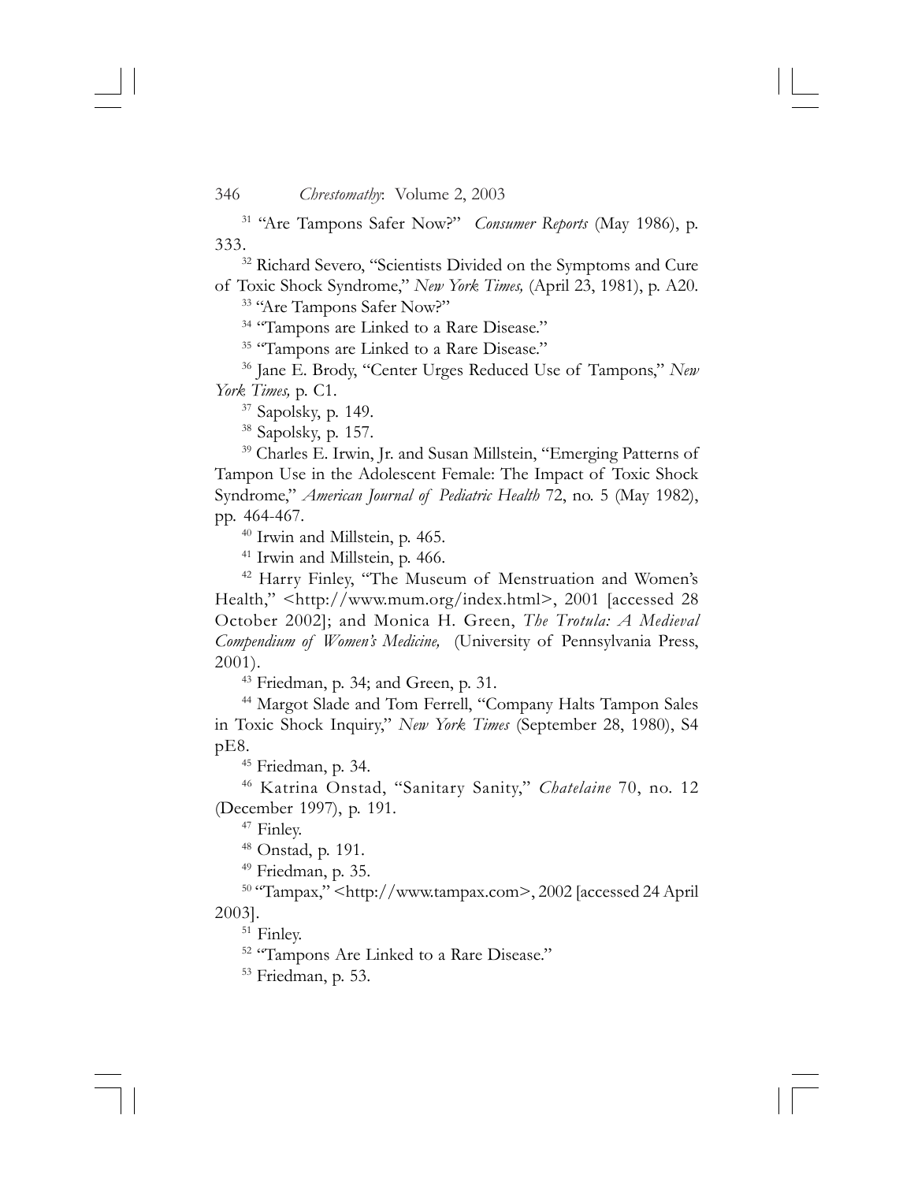[31] "Are Tampons Safer Now?" *Consumer Reports* (May 1986), p. 333.

[32] Richard Severo, "Scientists Divided on the Symptoms and Cure of Toxic Shock Syndrome," *New York Times,* (April 23, 1981), p. A20.

[33] "Are Tampons Safer Now?"

[34] "Tampons are Linked to a Rare Disease."

[35] "Tampons are Linked to a Rare Disease."

[36] Jane E. Brody, "Center Urges Reduced Use of Tampons," *New York Times,* p. C1.

[37] Sapolsky, p. 149.

[38] Sapolsky, p. 157.

[39] Charles E. Irwin, Jr. and Susan Millstein, "Emerging Patterns of Tampon Use in the Adolescent Female: The Impact of Toxic Shock Syndrome," *American Journal of Pediatric Health* 72, no. 5 (May 1982), pp. 464-467.

[40] Irwin and Millstein, p. 465.

[41] Irwin and Millstein, p. 466.

[42] Harry Finley, "The Museum of Menstruation and Women's Health," <http://www.mum.org/index.html>, 2001 [accessed 28 October 2002]; and Monica H. Green, *The Trotula: A Medieval Compendium of Women's Medicine,* (University of Pennsylvania Press, 2001).

[43] Friedman, p. 34; and Green, p. 31.

[44] Margot Slade and Tom Ferrell, "Company Halts Tampon Sales in Toxic Shock Inquiry," *New York Times* (September 28, 1980), S4 pE8.

[45] Friedman, p. 34.

[46] Katrina Onstad, "Sanitary Sanity," *Chatelaine* 70, no. 12 (December 1997), p. 191.

[47] Finley.

[48] Onstad, p. 191.

[49] Friedman, p. 35.

[50] "Tampax," <http://www.tampax.com>, 2002 [accessed 24 April 2003].

[51] Finley.

[52] "Tampons Are Linked to a Rare Disease."

[53] Friedman, p. 53.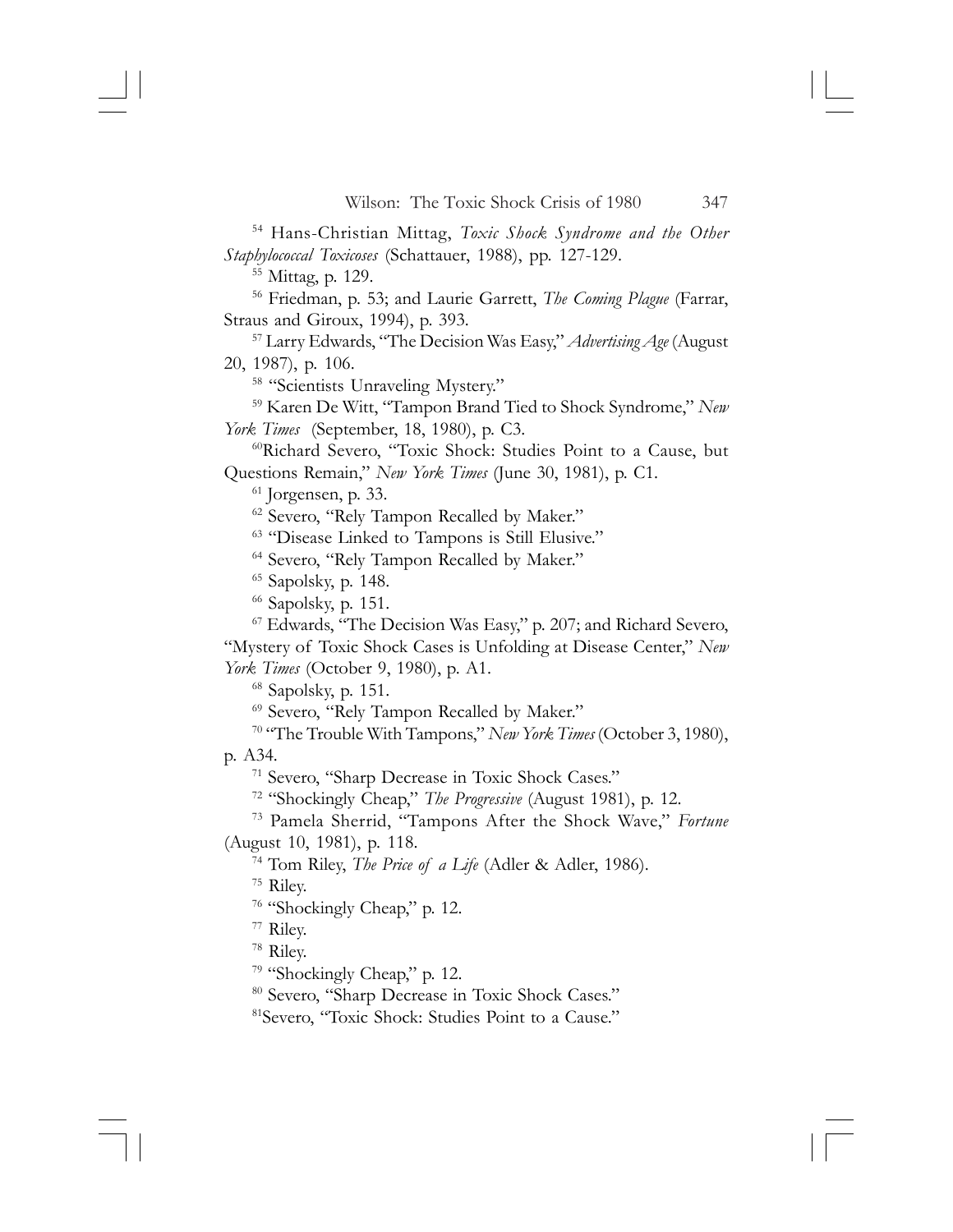[54] Hans-Christian Mittag, *Toxic Shock Syndrome and the Other Staphylococcal Toxicoses* (Schattauer, 1988), pp. 127-129.

[55] Mittag, p. 129.

[56] Friedman, p. 53; and Laurie Garrett, *The Coming Plague* (Farrar, Straus and Giroux, 1994), p. 393.

[57] Larry Edwards, "The Decision Was Easy," *Advertising Age* (August 20, 1987), p. 106.

[58] "Scientists Unraveling Mystery."

[59] Karen De Witt, "Tampon Brand Tied to Shock Syndrome," *New York Times* (September, 18, 1980), p. C3.

[60] Richard Severo, "Toxic Shock: Studies Point to a Cause, but Questions Remain," *New York Times* (June 30, 1981), p. C1.

[61] Jorgensen, p. 33.

[62] Severo, "Rely Tampon Recalled by Maker."

[63] "Disease Linked to Tampons is Still Elusive."

[64] Severo, "Rely Tampon Recalled by Maker."

[65] Sapolsky, p. 148.

[66] Sapolsky, p. 151.

[67] Edwards, "The Decision Was Easy," p. 207; and Richard Severo, "Mystery of Toxic Shock Cases is Unfolding at Disease Center," *New York Times* (October 9, 1980), p. A1.

[68] Sapolsky, p. 151.

[69] Severo, "Rely Tampon Recalled by Maker."

[70] "The Trouble With Tampons," *New York Times* (October 3, 1980), p. A34.

[71] Severo, "Sharp Decrease in Toxic Shock Cases."

[72] "Shockingly Cheap," *The Progressive* (August 1981), p. 12.

[73] Pamela Sherrid, "Tampons After the Shock Wave," *Fortune* (August 10, 1981), p. 118.

[74] Tom Riley, *The Price of a Life* (Adler & Adler, 1986).

[75] Riley.

[76] "Shockingly Cheap," p. 12.

[77] Riley.

[78] Riley.

[79] "Shockingly Cheap," p. 12.

[80] Severo, "Sharp Decrease in Toxic Shock Cases."

[81] Severo, "Toxic Shock: Studies Point to a Cause."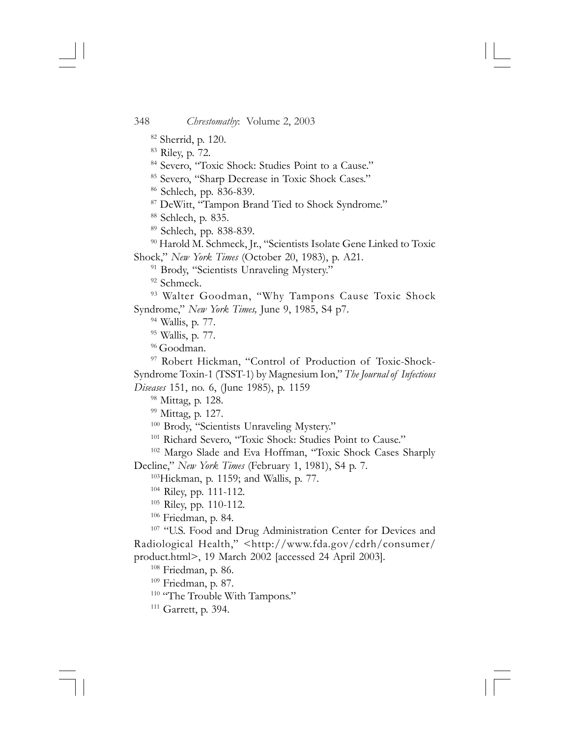[82] Sherrid, p. 120.

[83] Riley, p. 72.

[84] Severo, "Toxic Shock: Studies Point to a Cause."

[85] Severo, "Sharp Decrease in Toxic Shock Cases."

[86] Schlech, pp. 836-839.

[87] DeWitt, "Tampon Brand Tied to Shock Syndrome."

[88] Schlech, p. 835.

[89] Schlech, pp. 838-839.

[90] Harold M. Schmeck, Jr., "Scientists Isolate Gene Linked to Toxic Shock," *New York Times* (October 20, 1983), p. A21.

[91] Brody, "Scientists Unraveling Mystery."

[92] Schmeck.

[93] Walter Goodman, "Why Tampons Cause Toxic Shock Syndrome," *New York Times,* June 9, 1985, S4 p7.

[94] Wallis, p. 77.

[95] Wallis, p. 77.

[96] Goodman.

[97] Robert Hickman, "Control of Production of Toxic-Shock-Syndrome Toxin-1 (TSST-1) by Magnesium Ion," *The Journal of Infectious Diseases* 151, no. 6, (June 1985), p. 1159

[98] Mittag, p. 128.

[99] Mittag, p. 127.

[100] Brody, "Scientists Unraveling Mystery."

[101] Richard Severo, "Toxic Shock: Studies Point to Cause."

[102] Margo Slade and Eva Hoffman, "Toxic Shock Cases Sharply Decline," *New York Times* (February 1, 1981), S4 p. 7.

[103] Hickman, p. 1159; and Wallis, p. 77.

[104] Riley, pp. 111-112.

[105] Riley, pp. 110-112.

[106] Friedman, p. 84.

[107] "U.S. Food and Drug Administration Center for Devices and Radiological Health," <http://www.fda.gov/cdrh/consumer/product.html>, 19 March 2002 [accessed 24 April 2003].

[108] Friedman, p. 86.

[109] Friedman, p. 87.

[110] "The Trouble With Tampons."

[111] Garrett, p. 394.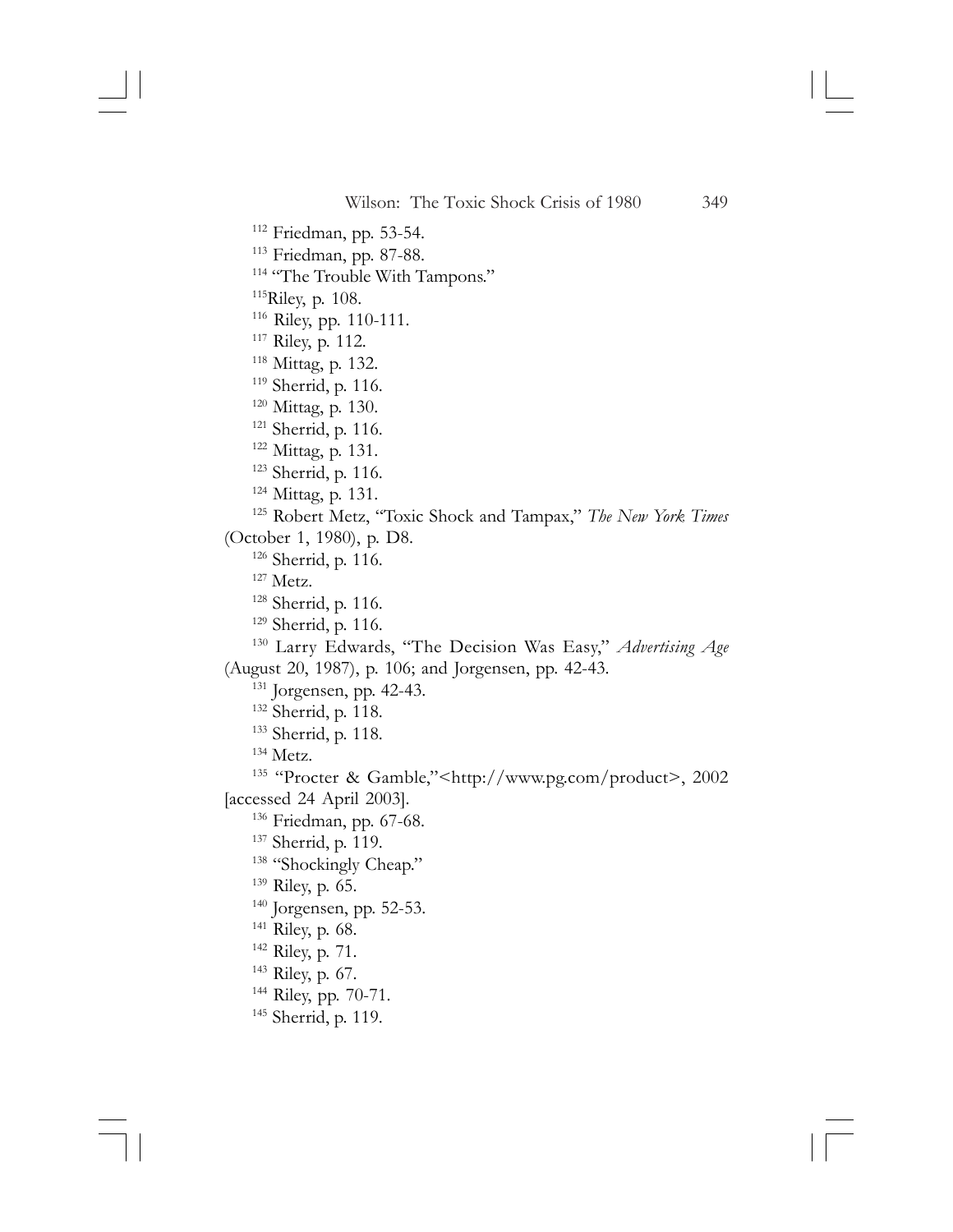[112] Friedman, pp. 53-54.

[113] Friedman, pp. 87-88.

[114] "The Trouble With Tampons."

[115] Riley, p. 108.

[116] Riley, pp. 110-111.

[117] Riley, p. 112.

[118] Mittag, p. 132.

[119] Sherrid, p. 116.

[120] Mittag, p. 130.

[121] Sherrid, p. 116.

[122] Mittag, p. 131.

[123] Sherrid, p. 116.

[124] Mittag, p. 131.

[125] Robert Metz, "Toxic Shock and Tampax," *The New York Times* (October 1, 1980), p. D8.

[126] Sherrid, p. 116.

[127] Metz.

[128] Sherrid, p. 116.

[129] Sherrid, p. 116.

[130] Larry Edwards, "The Decision Was Easy," *Advertising Age* (August 20, 1987), p. 106; and Jorgensen, pp. 42-43.

[131] Jorgensen, pp. 42-43.

[132] Sherrid, p. 118.

[133] Sherrid, p. 118.

[134] Metz.

[135] "Procter & Gamble,"<http://www.pg.com/product>, 2002 [accessed 24 April 2003].

[136] Friedman, pp. 67-68.

[137] Sherrid, p. 119.

[138] "Shockingly Cheap."

[139] Riley, p. 65.

[140] Jorgensen, pp. 52-53.

[141] Riley, p. 68.

[142] Riley, p. 71.

[143] Riley, p. 67.

[144] Riley, pp. 70-71.

[145] Sherrid, p. 119.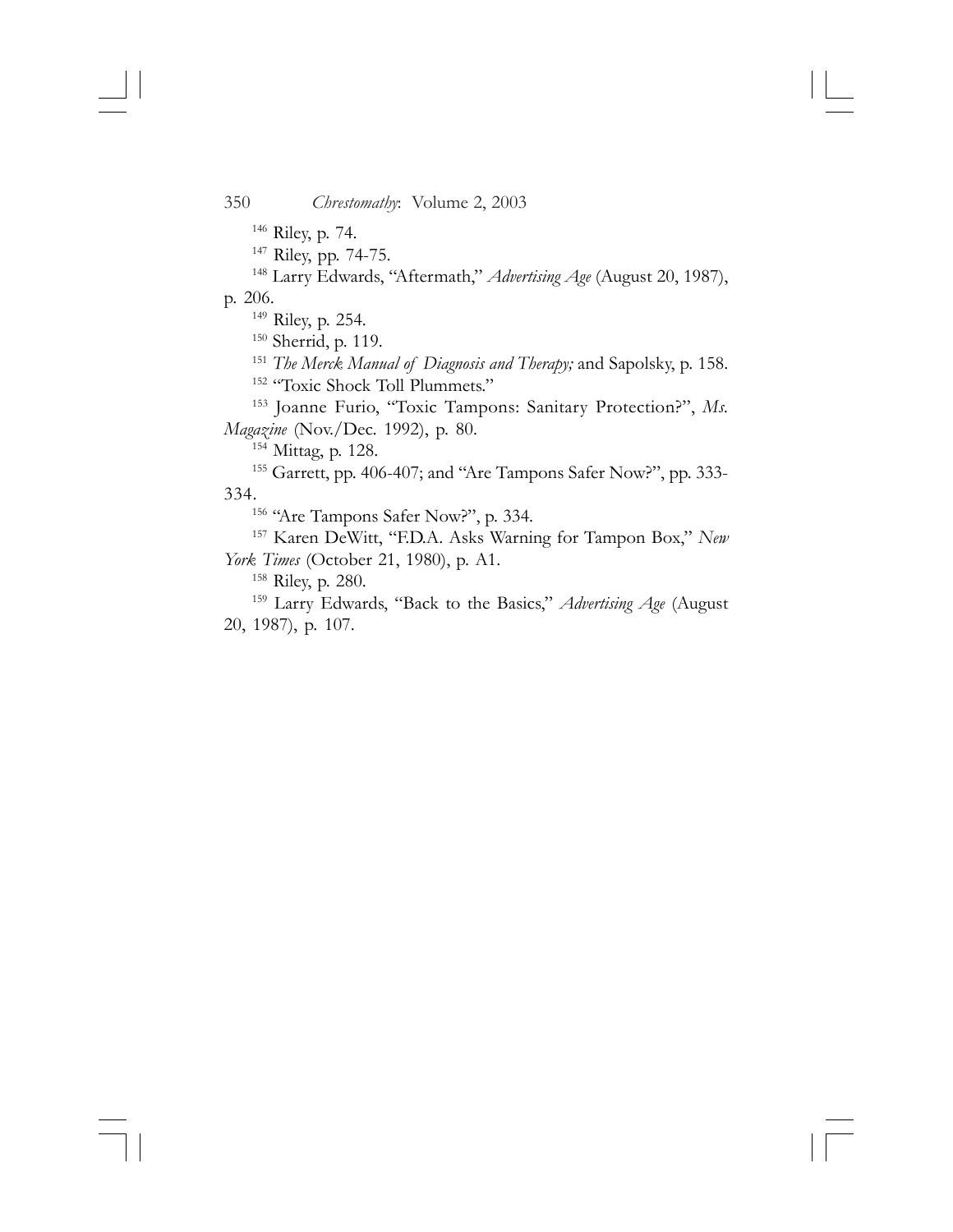[146] Riley, p. 74.

[147] Riley, pp. 74-75.

[148] Larry Edwards, "Aftermath," *Advertising Age* (August 20, 1987), p. 206.

[149] Riley, p. 254.

[150] Sherrid, p. 119.

[151] *The Merck Manual of Diagnosis and Therapy;* and Sapolsky, p. 158.

[152] "Toxic Shock Toll Plummets."

[153] Joanne Furio, "Toxic Tampons: Sanitary Protection?", *Ms. Magazine* (Nov./Dec. 1992), p. 80.

[154] Mittag, p. 128.

[155] Garrett, pp. 406-407; and "Are Tampons Safer Now?", pp. 333-334.

[156] "Are Tampons Safer Now?", p. 334.

[157] Karen DeWitt, "F.D.A. Asks Warning for Tampon Box," *New York Times* (October 21, 1980), p. A1.

[158] Riley, p. 280.

[159] Larry Edwards, "Back to the Basics," *Advertising Age* (August 20, 1987), p. 107.